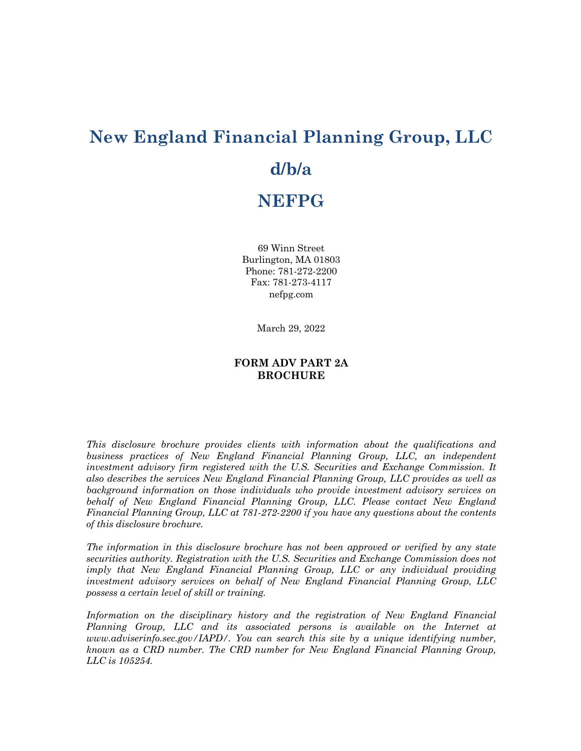# New England Financial Planning Group, LLC

# d/b/a

# NEFPG

69 Winn Street
Burlington, MA 01803
Phone: 781-272-2200
Fax: 781-273-4117
nefpg.com

March 29, 2022

**FORM ADV PART 2A**
**BROCHURE**

*This disclosure brochure provides clients with information about the qualifications and business practices of New England Financial Planning Group, LLC, an independent investment advisory firm registered with the U.S. Securities and Exchange Commission. It also describes the services New England Financial Planning Group, LLC provides as well as background information on those individuals who provide investment advisory services on behalf of New England Financial Planning Group, LLC. Please contact New England Financial Planning Group, LLC at 781-272-2200 if you have any questions about the contents of this disclosure brochure.*

*The information in this disclosure brochure has not been approved or verified by any state securities authority. Registration with the U.S. Securities and Exchange Commission does not imply that New England Financial Planning Group, LLC or any individual providing investment advisory services on behalf of New England Financial Planning Group, LLC possess a certain level of skill or training.*

*Information on the disciplinary history and the registration of New England Financial Planning Group, LLC and its associated persons is available on the Internet at www.adviserinfo.sec.gov/IAPD/. You can search this site by a unique identifying number, known as a CRD number. The CRD number for New England Financial Planning Group, LLC is 105254.*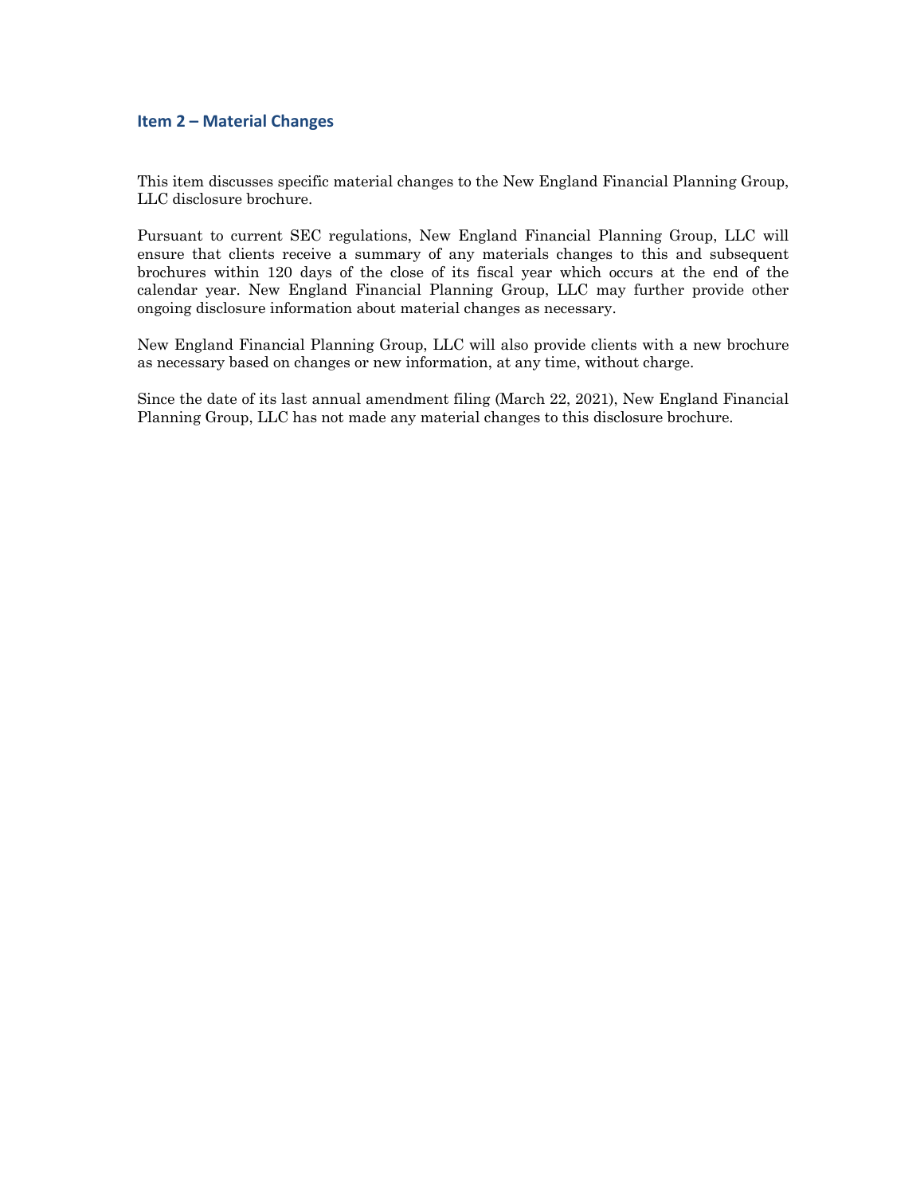## Item 2 – Material Changes

This item discusses specific material changes to the New England Financial Planning Group, LLC disclosure brochure.

Pursuant to current SEC regulations, New England Financial Planning Group, LLC will ensure that clients receive a summary of any materials changes to this and subsequent brochures within 120 days of the close of its fiscal year which occurs at the end of the calendar year. New England Financial Planning Group, LLC may further provide other ongoing disclosure information about material changes as necessary.

New England Financial Planning Group, LLC will also provide clients with a new brochure as necessary based on changes or new information, at any time, without charge.

Since the date of its last annual amendment filing (March 22, 2021), New England Financial Planning Group, LLC has not made any material changes to this disclosure brochure.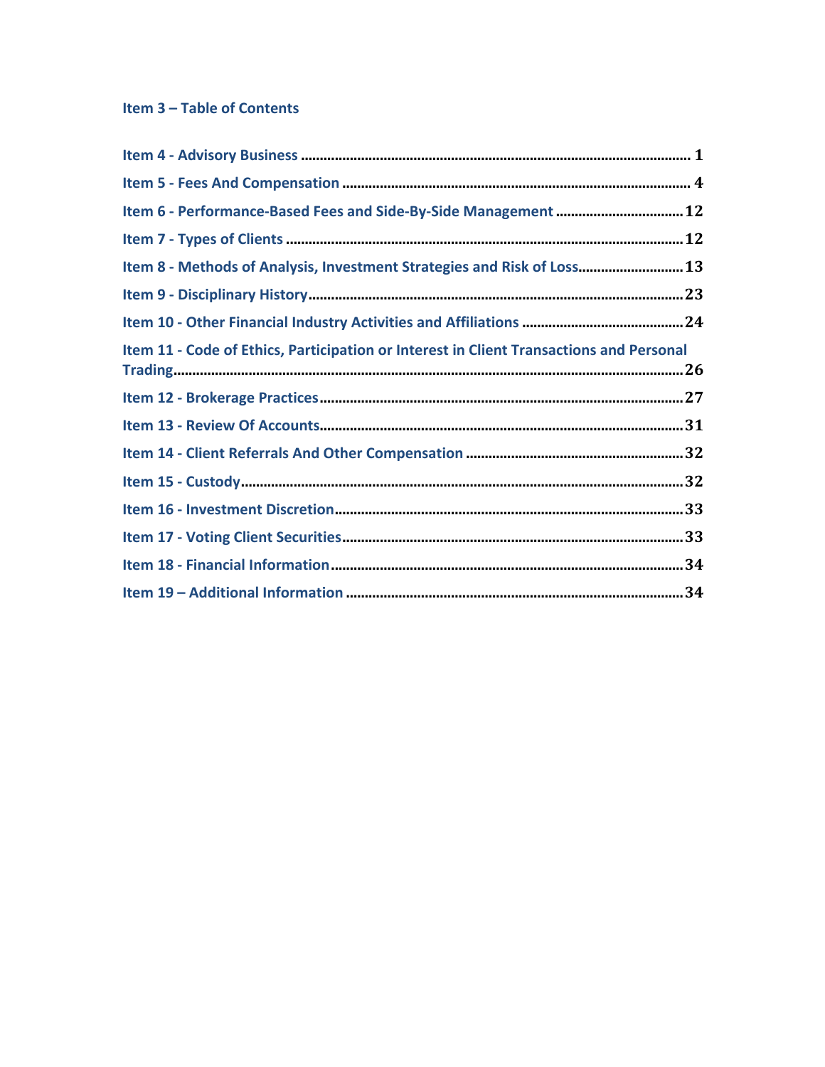## Item 3 – Table of Contents

| | |
|---|---|
| Item 4 - Advisory Business | 1 |
| Item 5 - Fees And Compensation | 4 |
| Item 6 - Performance-Based Fees and Side-By-Side Management | 12 |
| Item 7 - Types of Clients | 12 |
| Item 8 - Methods of Analysis, Investment Strategies and Risk of Loss | 13 |
| Item 9 - Disciplinary History | 23 |
| Item 10 - Other Financial Industry Activities and Affiliations | 24 |
| Item 11 - Code of Ethics, Participation or Interest in Client Transactions and Personal Trading | 26 |
| Item 12 - Brokerage Practices | 27 |
| Item 13 - Review Of Accounts | 31 |
| Item 14 - Client Referrals And Other Compensation | 32 |
| Item 15 - Custody | 32 |
| Item 16 - Investment Discretion | 33 |
| Item 17 - Voting Client Securities | 33 |
| Item 18 - Financial Information | 34 |
| Item 19 – Additional Information | 34 |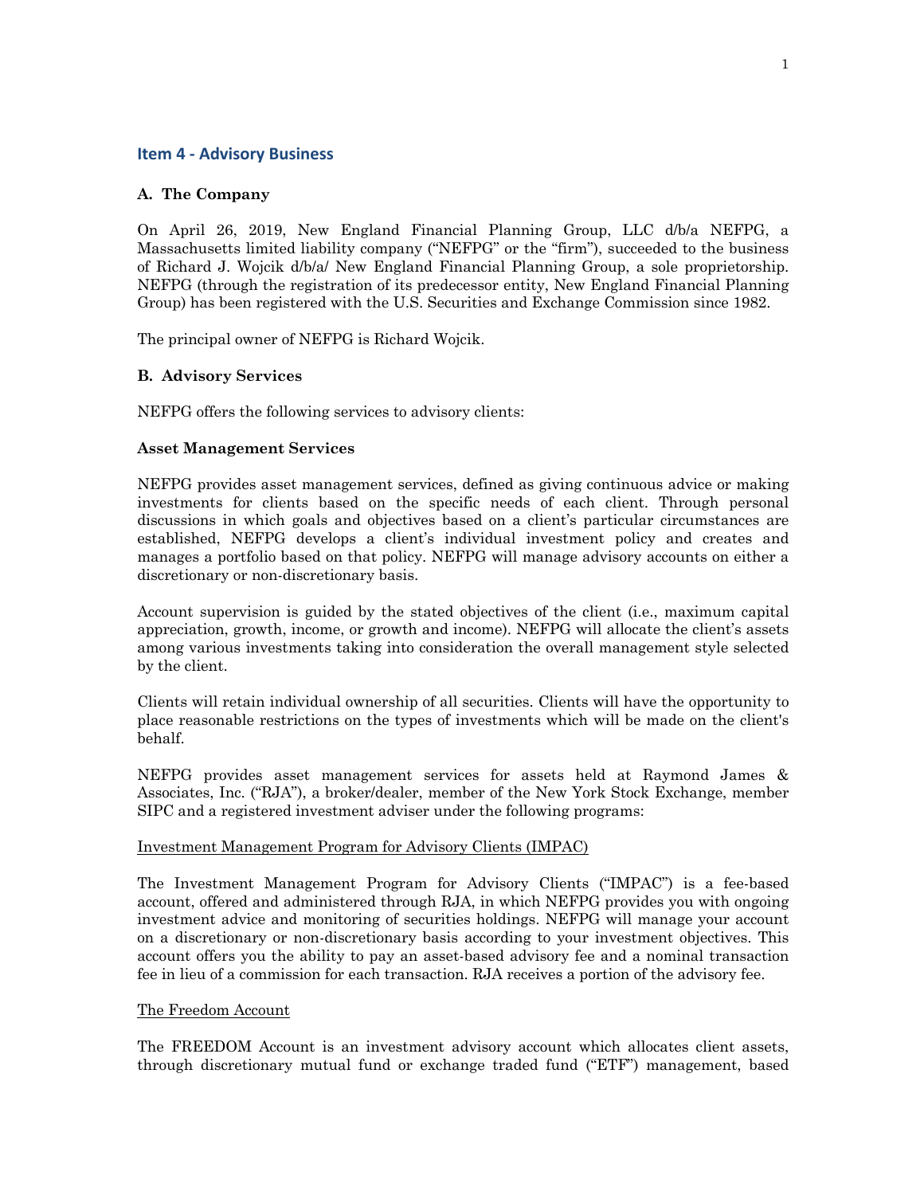## Item 4 - Advisory Business

### A. The Company

On April 26, 2019, New England Financial Planning Group, LLC d/b/a NEFPG, a Massachusetts limited liability company ("NEFPG" or the "firm"), succeeded to the business of Richard J. Wojcik d/b/a/ New England Financial Planning Group, a sole proprietorship. NEFPG (through the registration of its predecessor entity, New England Financial Planning Group) has been registered with the U.S. Securities and Exchange Commission since 1982.

The principal owner of NEFPG is Richard Wojcik.

### B. Advisory Services

NEFPG offers the following services to advisory clients:

**Asset Management Services**

NEFPG provides asset management services, defined as giving continuous advice or making investments for clients based on the specific needs of each client. Through personal discussions in which goals and objectives based on a client's particular circumstances are established, NEFPG develops a client's individual investment policy and creates and manages a portfolio based on that policy. NEFPG will manage advisory accounts on either a discretionary or non-discretionary basis.

Account supervision is guided by the stated objectives of the client (i.e., maximum capital appreciation, growth, income, or growth and income). NEFPG will allocate the client's assets among various investments taking into consideration the overall management style selected by the client.

Clients will retain individual ownership of all securities. Clients will have the opportunity to place reasonable restrictions on the types of investments which will be made on the client's behalf.

NEFPG provides asset management services for assets held at Raymond James & Associates, Inc. ("RJA"), a broker/dealer, member of the New York Stock Exchange, member SIPC and a registered investment adviser under the following programs:

Investment Management Program for Advisory Clients (IMPAC)

The Investment Management Program for Advisory Clients ("IMPAC") is a fee-based account, offered and administered through RJA, in which NEFPG provides you with ongoing investment advice and monitoring of securities holdings. NEFPG will manage your account on a discretionary or non-discretionary basis according to your investment objectives. This account offers you the ability to pay an asset-based advisory fee and a nominal transaction fee in lieu of a commission for each transaction. RJA receives a portion of the advisory fee.

The Freedom Account

The FREEDOM Account is an investment advisory account which allocates client assets, through discretionary mutual fund or exchange traded fund ("ETF") management, based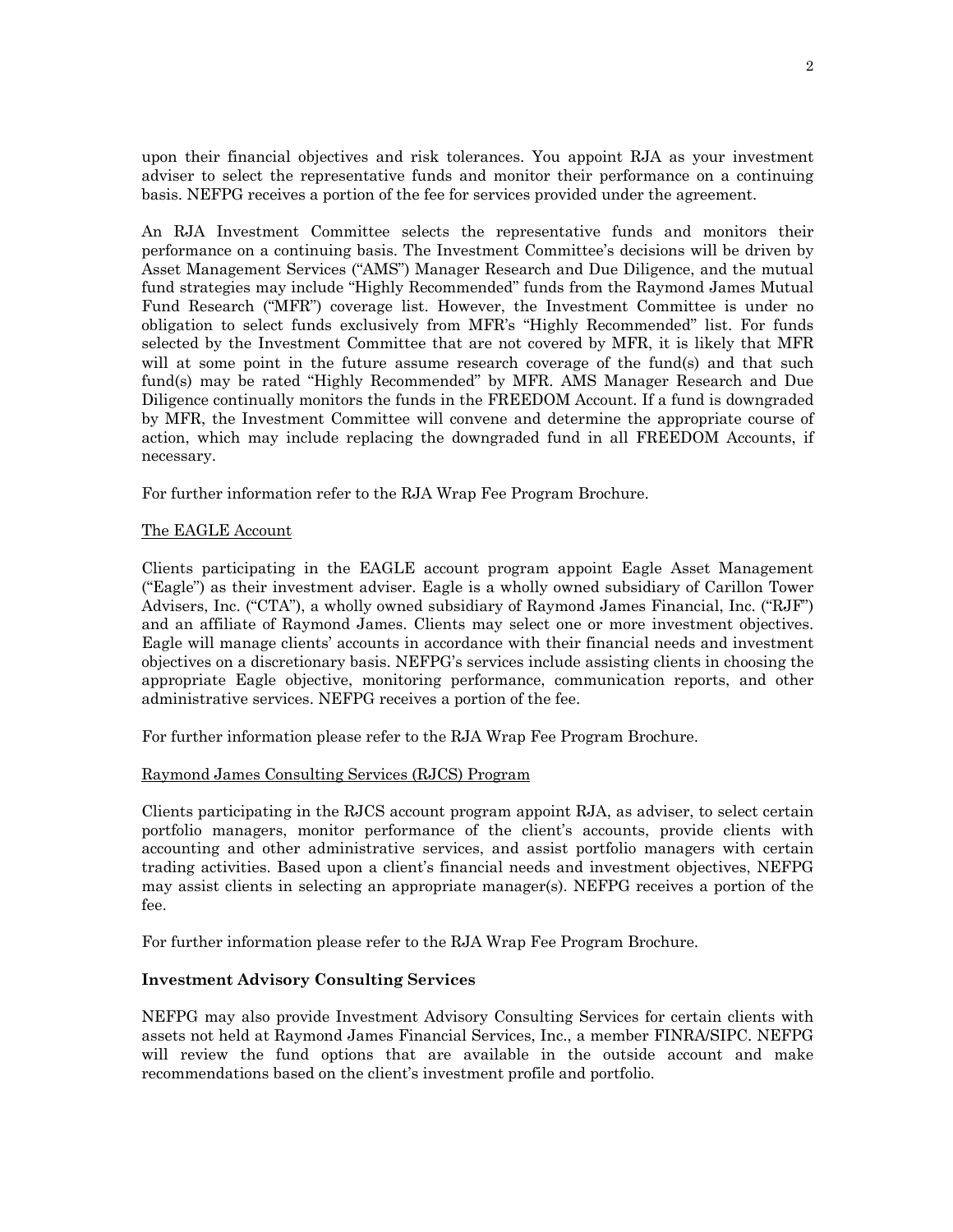upon their financial objectives and risk tolerances. You appoint RJA as your investment adviser to select the representative funds and monitor their performance on a continuing basis. NEFPG receives a portion of the fee for services provided under the agreement.

An RJA Investment Committee selects the representative funds and monitors their performance on a continuing basis. The Investment Committee's decisions will be driven by Asset Management Services ("AMS") Manager Research and Due Diligence, and the mutual fund strategies may include "Highly Recommended" funds from the Raymond James Mutual Fund Research ("MFR") coverage list. However, the Investment Committee is under no obligation to select funds exclusively from MFR's "Highly Recommended" list. For funds selected by the Investment Committee that are not covered by MFR, it is likely that MFR will at some point in the future assume research coverage of the fund(s) and that such fund(s) may be rated "Highly Recommended" by MFR. AMS Manager Research and Due Diligence continually monitors the funds in the FREEDOM Account. If a fund is downgraded by MFR, the Investment Committee will convene and determine the appropriate course of action, which may include replacing the downgraded fund in all FREEDOM Accounts, if necessary.

For further information refer to the RJA Wrap Fee Program Brochure.

The EAGLE Account

Clients participating in the EAGLE account program appoint Eagle Asset Management ("Eagle") as their investment adviser. Eagle is a wholly owned subsidiary of Carillon Tower Advisers, Inc. ("CTA"), a wholly owned subsidiary of Raymond James Financial, Inc. ("RJF") and an affiliate of Raymond James. Clients may select one or more investment objectives. Eagle will manage clients' accounts in accordance with their financial needs and investment objectives on a discretionary basis. NEFPG's services include assisting clients in choosing the appropriate Eagle objective, monitoring performance, communication reports, and other administrative services. NEFPG receives a portion of the fee.

For further information please refer to the RJA Wrap Fee Program Brochure.

Raymond James Consulting Services (RJCS) Program

Clients participating in the RJCS account program appoint RJA, as adviser, to select certain portfolio managers, monitor performance of the client's accounts, provide clients with accounting and other administrative services, and assist portfolio managers with certain trading activities. Based upon a client's financial needs and investment objectives, NEFPG may assist clients in selecting an appropriate manager(s). NEFPG receives a portion of the fee.

For further information please refer to the RJA Wrap Fee Program Brochure.

## Investment Advisory Consulting Services

NEFPG may also provide Investment Advisory Consulting Services for certain clients with assets not held at Raymond James Financial Services, Inc., a member FINRA/SIPC. NEFPG will review the fund options that are available in the outside account and make recommendations based on the client's investment profile and portfolio.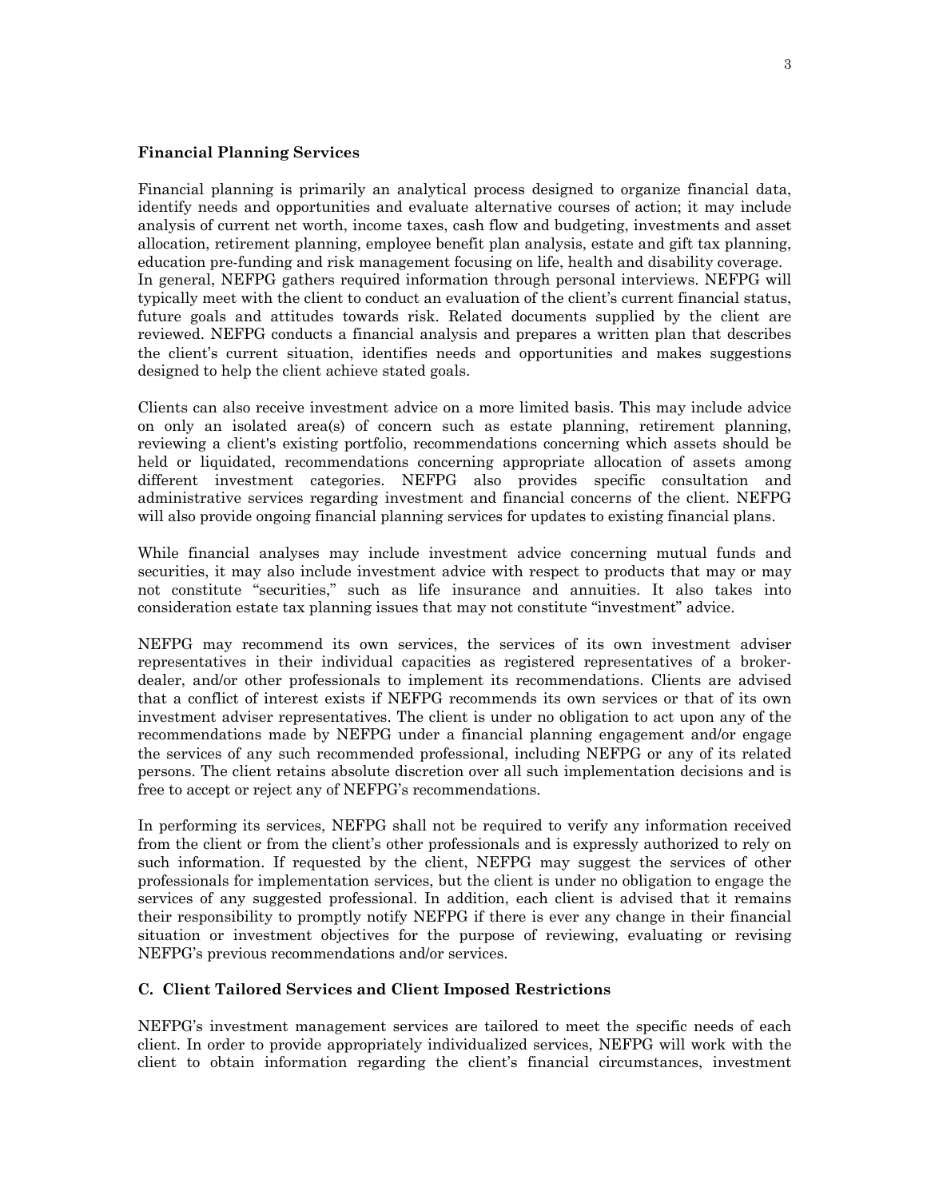**Financial Planning Services**

Financial planning is primarily an analytical process designed to organize financial data, identify needs and opportunities and evaluate alternative courses of action; it may include analysis of current net worth, income taxes, cash flow and budgeting, investments and asset allocation, retirement planning, employee benefit plan analysis, estate and gift tax planning, education pre-funding and risk management focusing on life, health and disability coverage. In general, NEFPG gathers required information through personal interviews. NEFPG will typically meet with the client to conduct an evaluation of the client's current financial status, future goals and attitudes towards risk. Related documents supplied by the client are reviewed. NEFPG conducts a financial analysis and prepares a written plan that describes the client's current situation, identifies needs and opportunities and makes suggestions designed to help the client achieve stated goals.

Clients can also receive investment advice on a more limited basis. This may include advice on only an isolated area(s) of concern such as estate planning, retirement planning, reviewing a client's existing portfolio, recommendations concerning which assets should be held or liquidated, recommendations concerning appropriate allocation of assets among different investment categories. NEFPG also provides specific consultation and administrative services regarding investment and financial concerns of the client. NEFPG will also provide ongoing financial planning services for updates to existing financial plans.

While financial analyses may include investment advice concerning mutual funds and securities, it may also include investment advice with respect to products that may or may not constitute "securities," such as life insurance and annuities. It also takes into consideration estate tax planning issues that may not constitute "investment" advice.

NEFPG may recommend its own services, the services of its own investment adviser representatives in their individual capacities as registered representatives of a broker-dealer, and/or other professionals to implement its recommendations. Clients are advised that a conflict of interest exists if NEFPG recommends its own services or that of its own investment adviser representatives. The client is under no obligation to act upon any of the recommendations made by NEFPG under a financial planning engagement and/or engage the services of any such recommended professional, including NEFPG or any of its related persons. The client retains absolute discretion over all such implementation decisions and is free to accept or reject any of NEFPG's recommendations.

In performing its services, NEFPG shall not be required to verify any information received from the client or from the client's other professionals and is expressly authorized to rely on such information. If requested by the client, NEFPG may suggest the services of other professionals for implementation services, but the client is under no obligation to engage the services of any suggested professional. In addition, each client is advised that it remains their responsibility to promptly notify NEFPG if there is ever any change in their financial situation or investment objectives for the purpose of reviewing, evaluating or revising NEFPG's previous recommendations and/or services.

**C. Client Tailored Services and Client Imposed Restrictions**

NEFPG's investment management services are tailored to meet the specific needs of each client. In order to provide appropriately individualized services, NEFPG will work with the client to obtain information regarding the client's financial circumstances, investment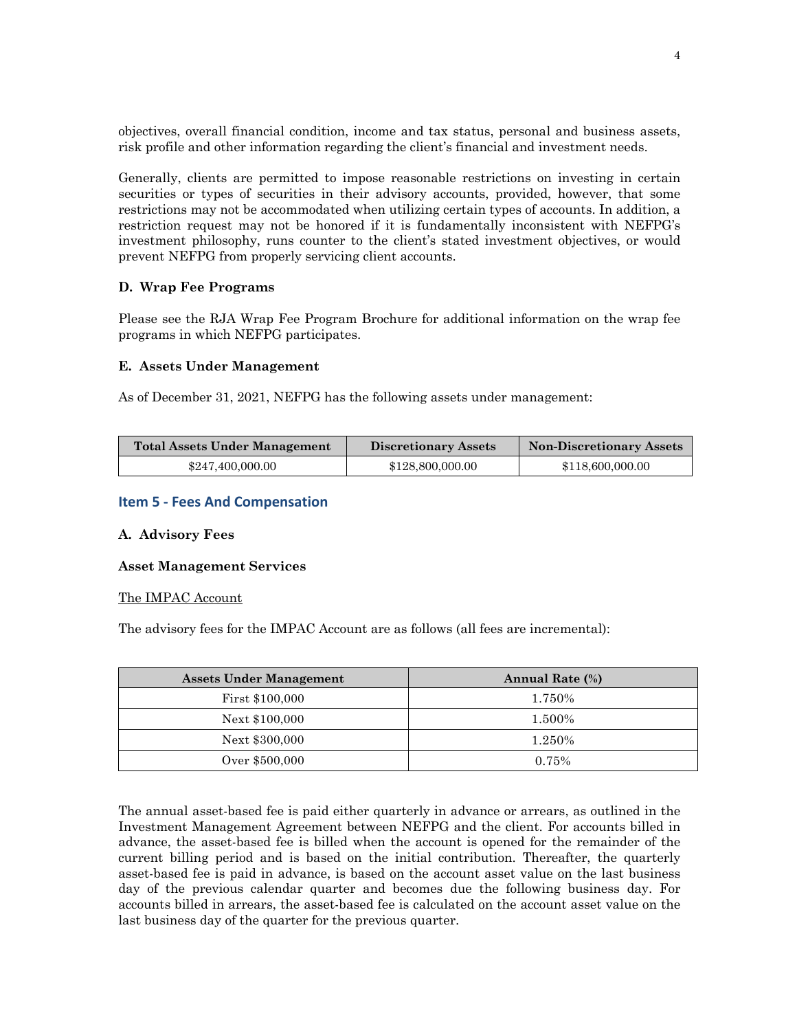objectives, overall financial condition, income and tax status, personal and business assets, risk profile and other information regarding the client's financial and investment needs.

Generally, clients are permitted to impose reasonable restrictions on investing in certain securities or types of securities in their advisory accounts, provided, however, that some restrictions may not be accommodated when utilizing certain types of accounts. In addition, a restriction request may not be honored if it is fundamentally inconsistent with NEFPG's investment philosophy, runs counter to the client's stated investment objectives, or would prevent NEFPG from properly servicing client accounts.

**D. Wrap Fee Programs**

Please see the RJA Wrap Fee Program Brochure for additional information on the wrap fee programs in which NEFPG participates.

**E. Assets Under Management**

As of December 31, 2021, NEFPG has the following assets under management:

| Total Assets Under Management | Discretionary Assets | Non-Discretionary Assets |
| --- | --- | --- |
| $247,400,000.00 | $128,800,000.00 | $118,600,000.00 |

## Item 5 - Fees And Compensation

**A. Advisory Fees**

**Asset Management Services**

The IMPAC Account

The advisory fees for the IMPAC Account are as follows (all fees are incremental):

| Assets Under Management | Annual Rate (%) |
| --- | --- |
| First $100,000 | 1.750% |
| Next $100,000 | 1.500% |
| Next $300,000 | 1.250% |
| Over $500,000 | 0.75% |

The annual asset-based fee is paid either quarterly in advance or arrears, as outlined in the Investment Management Agreement between NEFPG and the client. For accounts billed in advance, the asset-based fee is billed when the account is opened for the remainder of the current billing period and is based on the initial contribution. Thereafter, the quarterly asset-based fee is paid in advance, is based on the account asset value on the last business day of the previous calendar quarter and becomes due the following business day. For accounts billed in arrears, the asset-based fee is calculated on the account asset value on the last business day of the quarter for the previous quarter.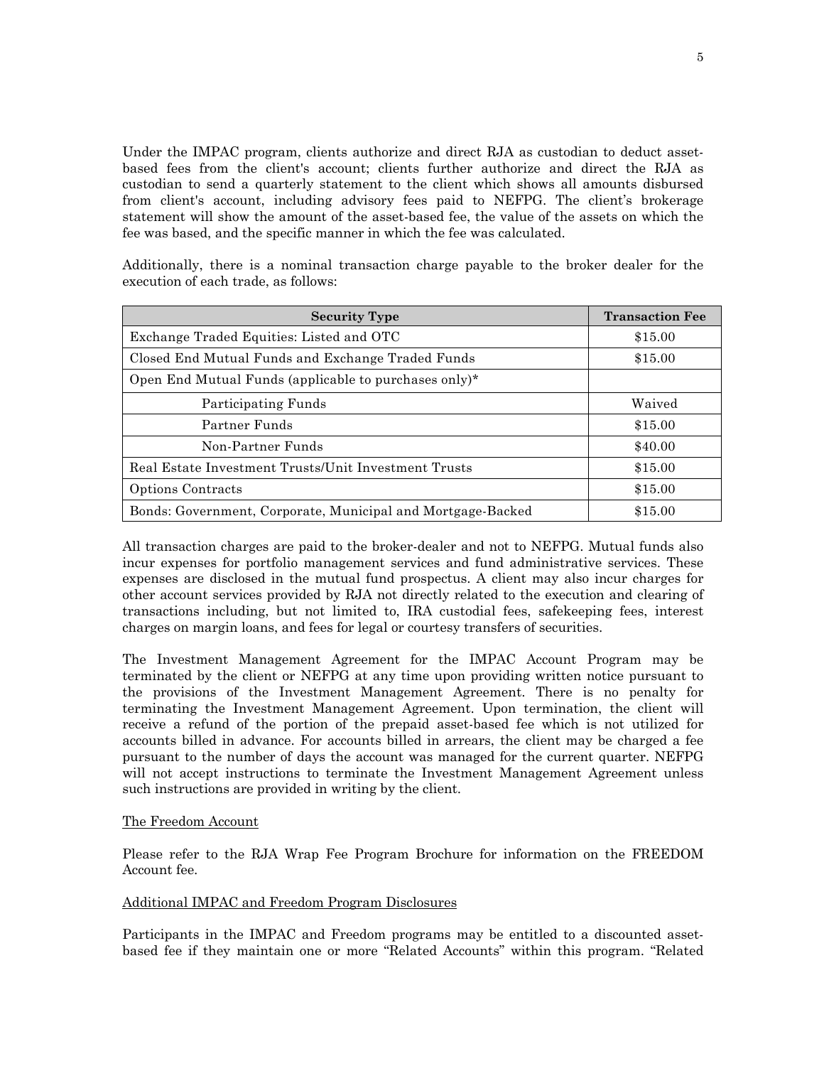Under the IMPAC program, clients authorize and direct RJA as custodian to deduct asset-based fees from the client's account; clients further authorize and direct the RJA as custodian to send a quarterly statement to the client which shows all amounts disbursed from client's account, including advisory fees paid to NEFPG. The client's brokerage statement will show the amount of the asset-based fee, the value of the assets on which the fee was based, and the specific manner in which the fee was calculated.

Additionally, there is a nominal transaction charge payable to the broker dealer for the execution of each trade, as follows:

| Security Type | Transaction Fee |
|---|---|
| Exchange Traded Equities: Listed and OTC | $15.00 |
| Closed End Mutual Funds and Exchange Traded Funds | $15.00 |
| Open End Mutual Funds (applicable to purchases only)* | |
| Participating Funds | Waived |
| Partner Funds | $15.00 |
| Non-Partner Funds | $40.00 |
| Real Estate Investment Trusts/Unit Investment Trusts | $15.00 |
| Options Contracts | $15.00 |
| Bonds: Government, Corporate, Municipal and Mortgage-Backed | $15.00 |

All transaction charges are paid to the broker-dealer and not to NEFPG. Mutual funds also incur expenses for portfolio management services and fund administrative services. These expenses are disclosed in the mutual fund prospectus. A client may also incur charges for other account services provided by RJA not directly related to the execution and clearing of transactions including, but not limited to, IRA custodial fees, safekeeping fees, interest charges on margin loans, and fees for legal or courtesy transfers of securities.

The Investment Management Agreement for the IMPAC Account Program may be terminated by the client or NEFPG at any time upon providing written notice pursuant to the provisions of the Investment Management Agreement. There is no penalty for terminating the Investment Management Agreement. Upon termination, the client will receive a refund of the portion of the prepaid asset-based fee which is not utilized for accounts billed in advance. For accounts billed in arrears, the client may be charged a fee pursuant to the number of days the account was managed for the current quarter. NEFPG will not accept instructions to terminate the Investment Management Agreement unless such instructions are provided in writing by the client.

The Freedom Account

Please refer to the RJA Wrap Fee Program Brochure for information on the FREEDOM Account fee.

Additional IMPAC and Freedom Program Disclosures

Participants in the IMPAC and Freedom programs may be entitled to a discounted asset-based fee if they maintain one or more "Related Accounts" within this program. "Related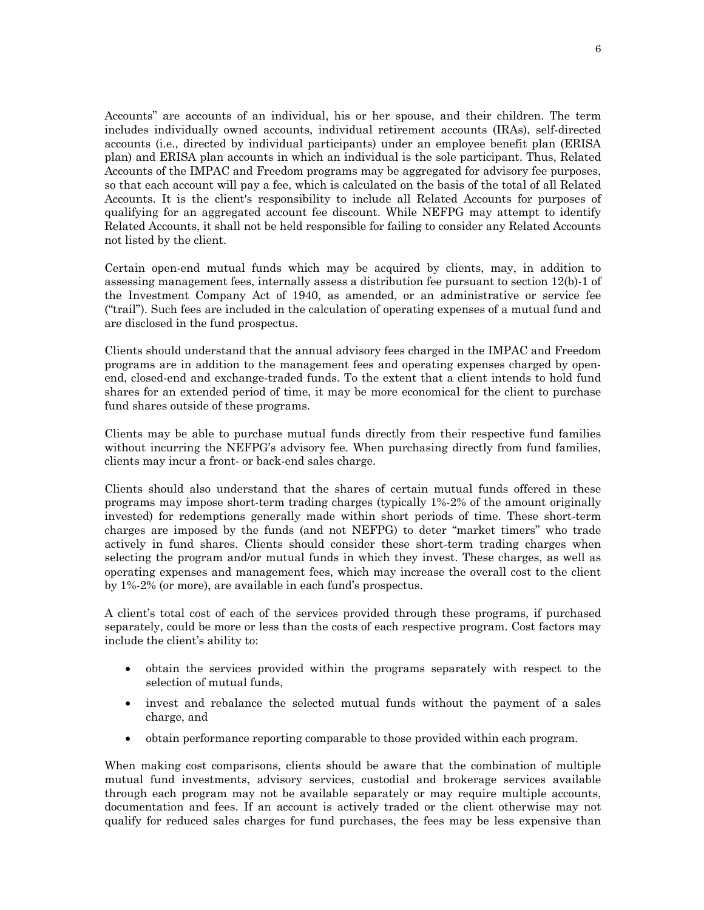Accounts" are accounts of an individual, his or her spouse, and their children. The term includes individually owned accounts, individual retirement accounts (IRAs), self-directed accounts (i.e., directed by individual participants) under an employee benefit plan (ERISA plan) and ERISA plan accounts in which an individual is the sole participant. Thus, Related Accounts of the IMPAC and Freedom programs may be aggregated for advisory fee purposes, so that each account will pay a fee, which is calculated on the basis of the total of all Related Accounts. It is the client's responsibility to include all Related Accounts for purposes of qualifying for an aggregated account fee discount. While NEFPG may attempt to identify Related Accounts, it shall not be held responsible for failing to consider any Related Accounts not listed by the client.

Certain open-end mutual funds which may be acquired by clients, may, in addition to assessing management fees, internally assess a distribution fee pursuant to section 12(b)-1 of the Investment Company Act of 1940, as amended, or an administrative or service fee ("trail"). Such fees are included in the calculation of operating expenses of a mutual fund and are disclosed in the fund prospectus.

Clients should understand that the annual advisory fees charged in the IMPAC and Freedom programs are in addition to the management fees and operating expenses charged by open-end, closed-end and exchange-traded funds. To the extent that a client intends to hold fund shares for an extended period of time, it may be more economical for the client to purchase fund shares outside of these programs.

Clients may be able to purchase mutual funds directly from their respective fund families without incurring the NEFPG's advisory fee. When purchasing directly from fund families, clients may incur a front- or back-end sales charge.

Clients should also understand that the shares of certain mutual funds offered in these programs may impose short-term trading charges (typically 1%-2% of the amount originally invested) for redemptions generally made within short periods of time. These short-term charges are imposed by the funds (and not NEFPG) to deter "market timers" who trade actively in fund shares. Clients should consider these short-term trading charges when selecting the program and/or mutual funds in which they invest. These charges, as well as operating expenses and management fees, which may increase the overall cost to the client by 1%-2% (or more), are available in each fund's prospectus.

A client's total cost of each of the services provided through these programs, if purchased separately, could be more or less than the costs of each respective program. Cost factors may include the client's ability to:

- obtain the services provided within the programs separately with respect to the selection of mutual funds,
- invest and rebalance the selected mutual funds without the payment of a sales charge, and
- obtain performance reporting comparable to those provided within each program.

When making cost comparisons, clients should be aware that the combination of multiple mutual fund investments, advisory services, custodial and brokerage services available through each program may not be available separately or may require multiple accounts, documentation and fees. If an account is actively traded or the client otherwise may not qualify for reduced sales charges for fund purchases, the fees may be less expensive than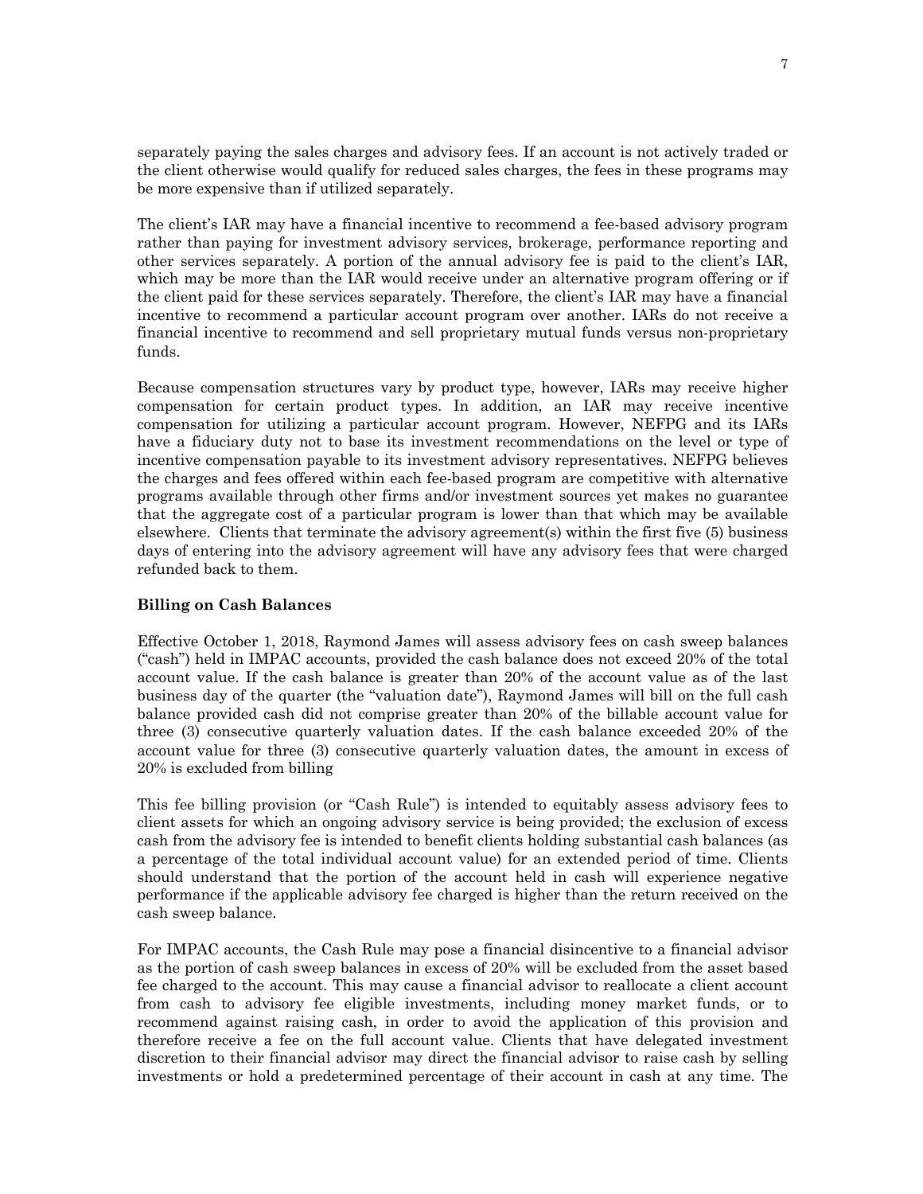separately paying the sales charges and advisory fees. If an account is not actively traded or the client otherwise would qualify for reduced sales charges, the fees in these programs may be more expensive than if utilized separately.

The client's IAR may have a financial incentive to recommend a fee-based advisory program rather than paying for investment advisory services, brokerage, performance reporting and other services separately. A portion of the annual advisory fee is paid to the client's IAR, which may be more than the IAR would receive under an alternative program offering or if the client paid for these services separately. Therefore, the client's IAR may have a financial incentive to recommend a particular account program over another. IARs do not receive a financial incentive to recommend and sell proprietary mutual funds versus non-proprietary funds.

Because compensation structures vary by product type, however, IARs may receive higher compensation for certain product types. In addition, an IAR may receive incentive compensation for utilizing a particular account program. However, NEFPG and its IARs have a fiduciary duty not to base its investment recommendations on the level or type of incentive compensation payable to its investment advisory representatives. NEFPG believes the charges and fees offered within each fee-based program are competitive with alternative programs available through other firms and/or investment sources yet makes no guarantee that the aggregate cost of a particular program is lower than that which may be available elsewhere. Clients that terminate the advisory agreement(s) within the first five (5) business days of entering into the advisory agreement will have any advisory fees that were charged refunded back to them.

**Billing on Cash Balances**

Effective October 1, 2018, Raymond James will assess advisory fees on cash sweep balances ("cash") held in IMPAC accounts, provided the cash balance does not exceed 20% of the total account value. If the cash balance is greater than 20% of the account value as of the last business day of the quarter (the "valuation date"), Raymond James will bill on the full cash balance provided cash did not comprise greater than 20% of the billable account value for three (3) consecutive quarterly valuation dates. If the cash balance exceeded 20% of the account value for three (3) consecutive quarterly valuation dates, the amount in excess of 20% is excluded from billing

This fee billing provision (or "Cash Rule") is intended to equitably assess advisory fees to client assets for which an ongoing advisory service is being provided; the exclusion of excess cash from the advisory fee is intended to benefit clients holding substantial cash balances (as a percentage of the total individual account value) for an extended period of time. Clients should understand that the portion of the account held in cash will experience negative performance if the applicable advisory fee charged is higher than the return received on the cash sweep balance.

For IMPAC accounts, the Cash Rule may pose a financial disincentive to a financial advisor as the portion of cash sweep balances in excess of 20% will be excluded from the asset based fee charged to the account. This may cause a financial advisor to reallocate a client account from cash to advisory fee eligible investments, including money market funds, or to recommend against raising cash, in order to avoid the application of this provision and therefore receive a fee on the full account value. Clients that have delegated investment discretion to their financial advisor may direct the financial advisor to raise cash by selling investments or hold a predetermined percentage of their account in cash at any time. The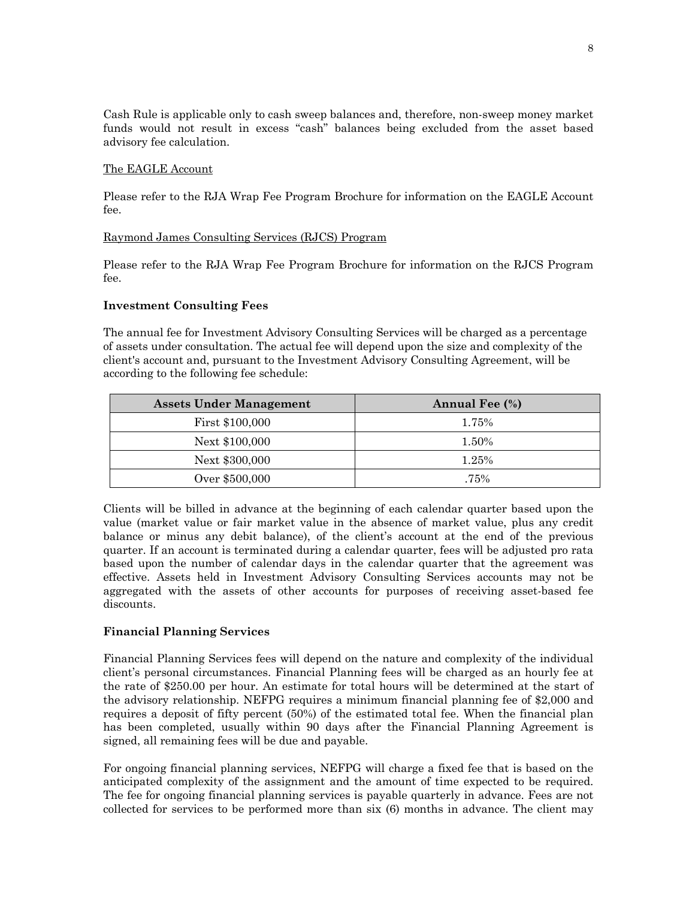Cash Rule is applicable only to cash sweep balances and, therefore, non-sweep money market funds would not result in excess "cash" balances being excluded from the asset based advisory fee calculation.

The EAGLE Account

Please refer to the RJA Wrap Fee Program Brochure for information on the EAGLE Account fee.

Raymond James Consulting Services (RJCS) Program

Please refer to the RJA Wrap Fee Program Brochure for information on the RJCS Program fee.

**Investment Consulting Fees**

The annual fee for Investment Advisory Consulting Services will be charged as a percentage of assets under consultation. The actual fee will depend upon the size and complexity of the client's account and, pursuant to the Investment Advisory Consulting Agreement, will be according to the following fee schedule:

| Assets Under Management | Annual Fee (%) |
| --- | --- |
| First $100,000 | 1.75% |
| Next $100,000 | 1.50% |
| Next $300,000 | 1.25% |
| Over $500,000 | .75% |

Clients will be billed in advance at the beginning of each calendar quarter based upon the value (market value or fair market value in the absence of market value, plus any credit balance or minus any debit balance), of the client's account at the end of the previous quarter. If an account is terminated during a calendar quarter, fees will be adjusted pro rata based upon the number of calendar days in the calendar quarter that the agreement was effective. Assets held in Investment Advisory Consulting Services accounts may not be aggregated with the assets of other accounts for purposes of receiving asset-based fee discounts.

**Financial Planning Services**

Financial Planning Services fees will depend on the nature and complexity of the individual client's personal circumstances. Financial Planning fees will be charged as an hourly fee at the rate of $250.00 per hour. An estimate for total hours will be determined at the start of the advisory relationship. NEFPG requires a minimum financial planning fee of $2,000 and requires a deposit of fifty percent (50%) of the estimated total fee. When the financial plan has been completed, usually within 90 days after the Financial Planning Agreement is signed, all remaining fees will be due and payable.

For ongoing financial planning services, NEFPG will charge a fixed fee that is based on the anticipated complexity of the assignment and the amount of time expected to be required. The fee for ongoing financial planning services is payable quarterly in advance. Fees are not collected for services to be performed more than six (6) months in advance. The client may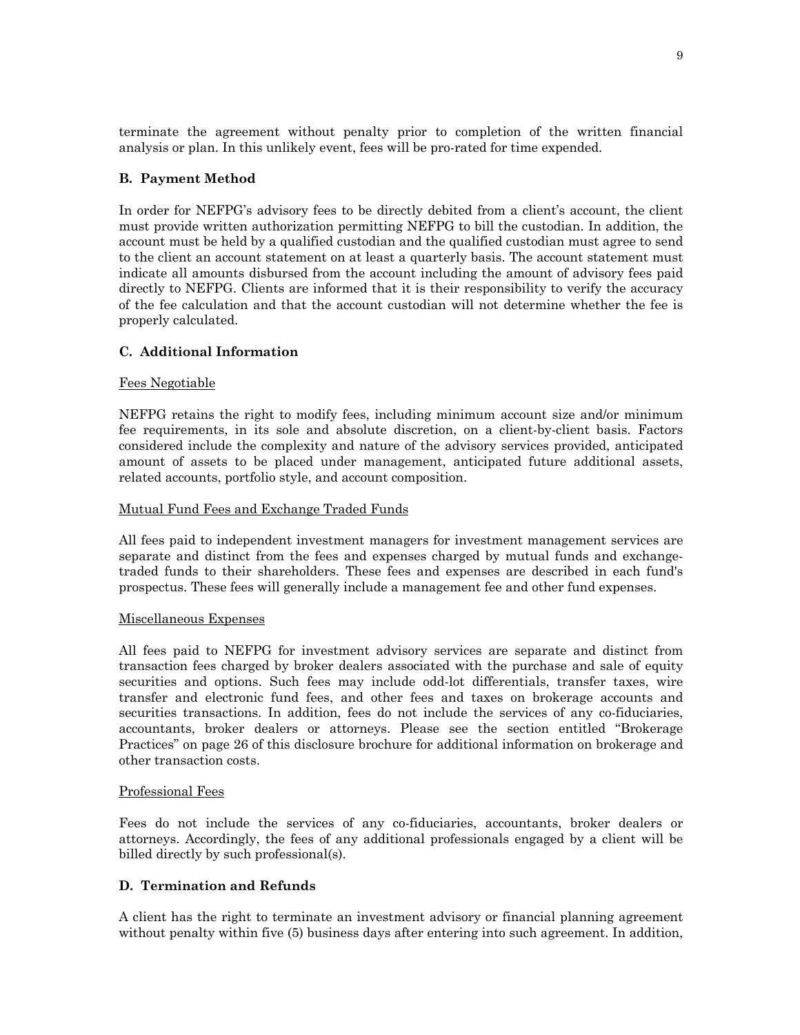terminate the agreement without penalty prior to completion of the written financial analysis or plan. In this unlikely event, fees will be pro-rated for time expended.

### B. Payment Method

In order for NEFPG's advisory fees to be directly debited from a client's account, the client must provide written authorization permitting NEFPG to bill the custodian. In addition, the account must be held by a qualified custodian and the qualified custodian must agree to send to the client an account statement on at least a quarterly basis. The account statement must indicate all amounts disbursed from the account including the amount of advisory fees paid directly to NEFPG. Clients are informed that it is their responsibility to verify the accuracy of the fee calculation and that the account custodian will not determine whether the fee is properly calculated.

### C. Additional Information

Fees Negotiable

NEFPG retains the right to modify fees, including minimum account size and/or minimum fee requirements, in its sole and absolute discretion, on a client-by-client basis. Factors considered include the complexity and nature of the advisory services provided, anticipated amount of assets to be placed under management, anticipated future additional assets, related accounts, portfolio style, and account composition.

Mutual Fund Fees and Exchange Traded Funds

All fees paid to independent investment managers for investment management services are separate and distinct from the fees and expenses charged by mutual funds and exchange-traded funds to their shareholders. These fees and expenses are described in each fund's prospectus. These fees will generally include a management fee and other fund expenses.

Miscellaneous Expenses

All fees paid to NEFPG for investment advisory services are separate and distinct from transaction fees charged by broker dealers associated with the purchase and sale of equity securities and options. Such fees may include odd-lot differentials, transfer taxes, wire transfer and electronic fund fees, and other fees and taxes on brokerage accounts and securities transactions. In addition, fees do not include the services of any co-fiduciaries, accountants, broker dealers or attorneys. Please see the section entitled "Brokerage Practices" on page 26 of this disclosure brochure for additional information on brokerage and other transaction costs.

Professional Fees

Fees do not include the services of any co-fiduciaries, accountants, broker dealers or attorneys. Accordingly, the fees of any additional professionals engaged by a client will be billed directly by such professional(s).

### D. Termination and Refunds

A client has the right to terminate an investment advisory or financial planning agreement without penalty within five (5) business days after entering into such agreement. In addition,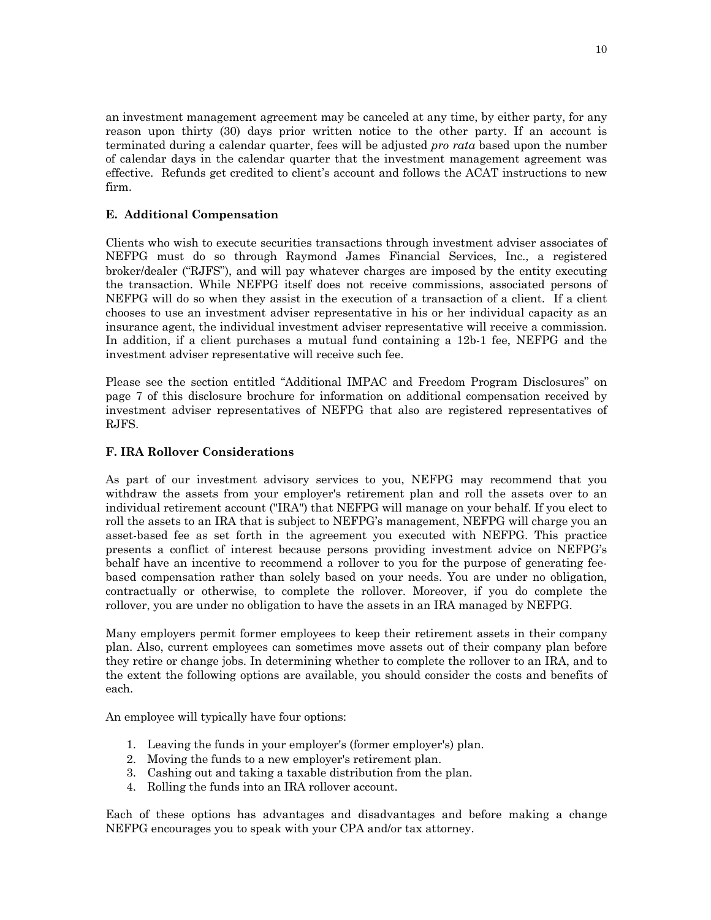an investment management agreement may be canceled at any time, by either party, for any reason upon thirty (30) days prior written notice to the other party. If an account is terminated during a calendar quarter, fees will be adjusted *pro rata* based upon the number of calendar days in the calendar quarter that the investment management agreement was effective. Refunds get credited to client's account and follows the ACAT instructions to new firm.

### E. Additional Compensation

Clients who wish to execute securities transactions through investment adviser associates of NEFPG must do so through Raymond James Financial Services, Inc., a registered broker/dealer ("RJFS"), and will pay whatever charges are imposed by the entity executing the transaction. While NEFPG itself does not receive commissions, associated persons of NEFPG will do so when they assist in the execution of a transaction of a client. If a client chooses to use an investment adviser representative in his or her individual capacity as an insurance agent, the individual investment adviser representative will receive a commission. In addition, if a client purchases a mutual fund containing a 12b-1 fee, NEFPG and the investment adviser representative will receive such fee.

Please see the section entitled "Additional IMPAC and Freedom Program Disclosures" on page 7 of this disclosure brochure for information on additional compensation received by investment adviser representatives of NEFPG that also are registered representatives of RJFS.

### F. IRA Rollover Considerations

As part of our investment advisory services to you, NEFPG may recommend that you withdraw the assets from your employer's retirement plan and roll the assets over to an individual retirement account ("IRA") that NEFPG will manage on your behalf. If you elect to roll the assets to an IRA that is subject to NEFPG's management, NEFPG will charge you an asset-based fee as set forth in the agreement you executed with NEFPG. This practice presents a conflict of interest because persons providing investment advice on NEFPG's behalf have an incentive to recommend a rollover to you for the purpose of generating fee-based compensation rather than solely based on your needs. You are under no obligation, contractually or otherwise, to complete the rollover. Moreover, if you do complete the rollover, you are under no obligation to have the assets in an IRA managed by NEFPG.

Many employers permit former employees to keep their retirement assets in their company plan. Also, current employees can sometimes move assets out of their company plan before they retire or change jobs. In determining whether to complete the rollover to an IRA, and to the extent the following options are available, you should consider the costs and benefits of each.

An employee will typically have four options:

1. Leaving the funds in your employer's (former employer's) plan.
2. Moving the funds to a new employer's retirement plan.
3. Cashing out and taking a taxable distribution from the plan.
4. Rolling the funds into an IRA rollover account.

Each of these options has advantages and disadvantages and before making a change NEFPG encourages you to speak with your CPA and/or tax attorney.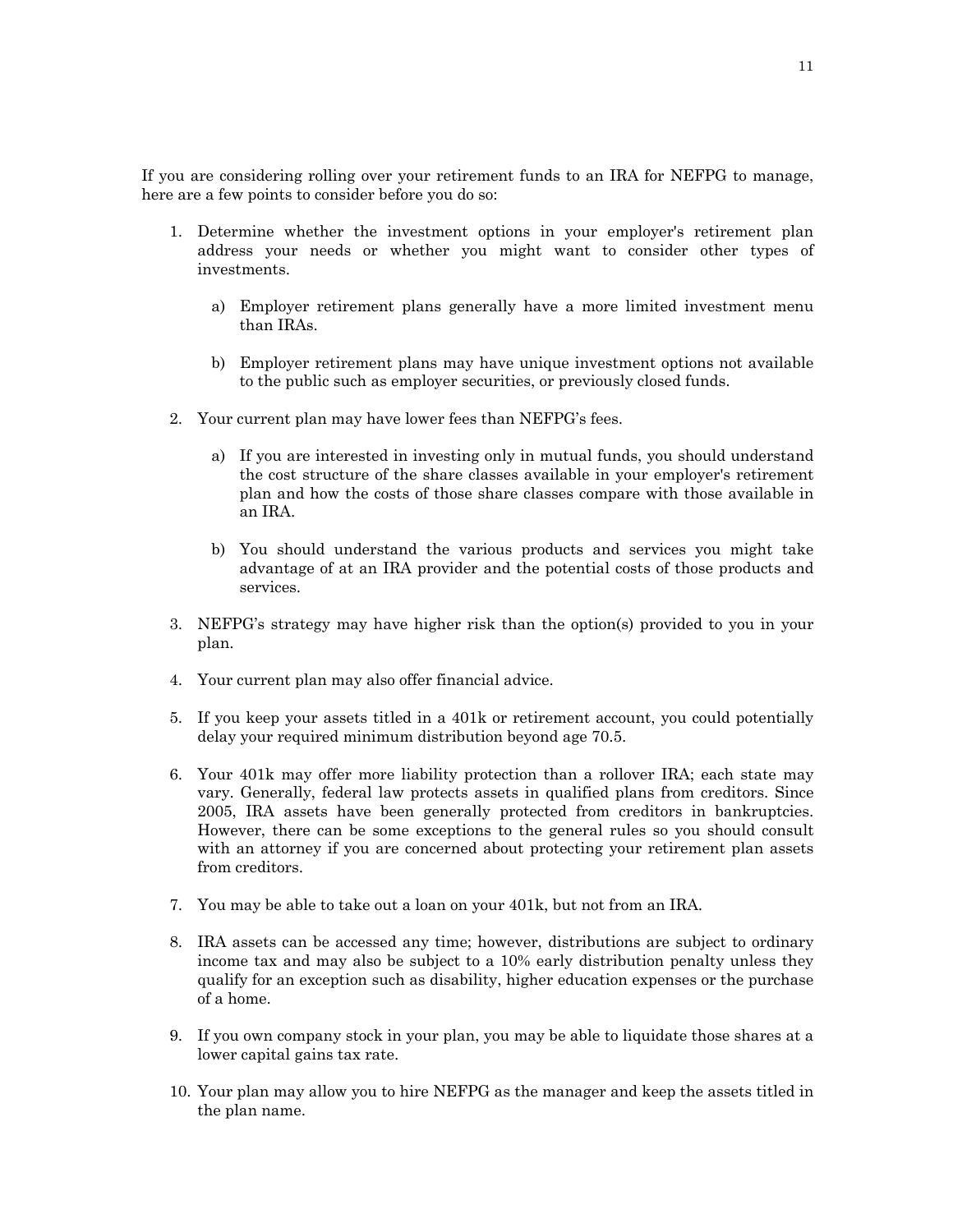If you are considering rolling over your retirement funds to an IRA for NEFPG to manage, here are a few points to consider before you do so:

1. Determine whether the investment options in your employer's retirement plan address your needs or whether you might want to consider other types of investments.

   a) Employer retirement plans generally have a more limited investment menu than IRAs.

   b) Employer retirement plans may have unique investment options not available to the public such as employer securities, or previously closed funds.

2. Your current plan may have lower fees than NEFPG's fees.

   a) If you are interested in investing only in mutual funds, you should understand the cost structure of the share classes available in your employer's retirement plan and how the costs of those share classes compare with those available in an IRA.

   b) You should understand the various products and services you might take advantage of at an IRA provider and the potential costs of those products and services.

3. NEFPG's strategy may have higher risk than the option(s) provided to you in your plan.

4. Your current plan may also offer financial advice.

5. If you keep your assets titled in a 401k or retirement account, you could potentially delay your required minimum distribution beyond age 70.5.

6. Your 401k may offer more liability protection than a rollover IRA; each state may vary. Generally, federal law protects assets in qualified plans from creditors. Since 2005, IRA assets have been generally protected from creditors in bankruptcies. However, there can be some exceptions to the general rules so you should consult with an attorney if you are concerned about protecting your retirement plan assets from creditors.

7. You may be able to take out a loan on your 401k, but not from an IRA.

8. IRA assets can be accessed any time; however, distributions are subject to ordinary income tax and may also be subject to a 10% early distribution penalty unless they qualify for an exception such as disability, higher education expenses or the purchase of a home.

9. If you own company stock in your plan, you may be able to liquidate those shares at a lower capital gains tax rate.

10. Your plan may allow you to hire NEFPG as the manager and keep the assets titled in the plan name.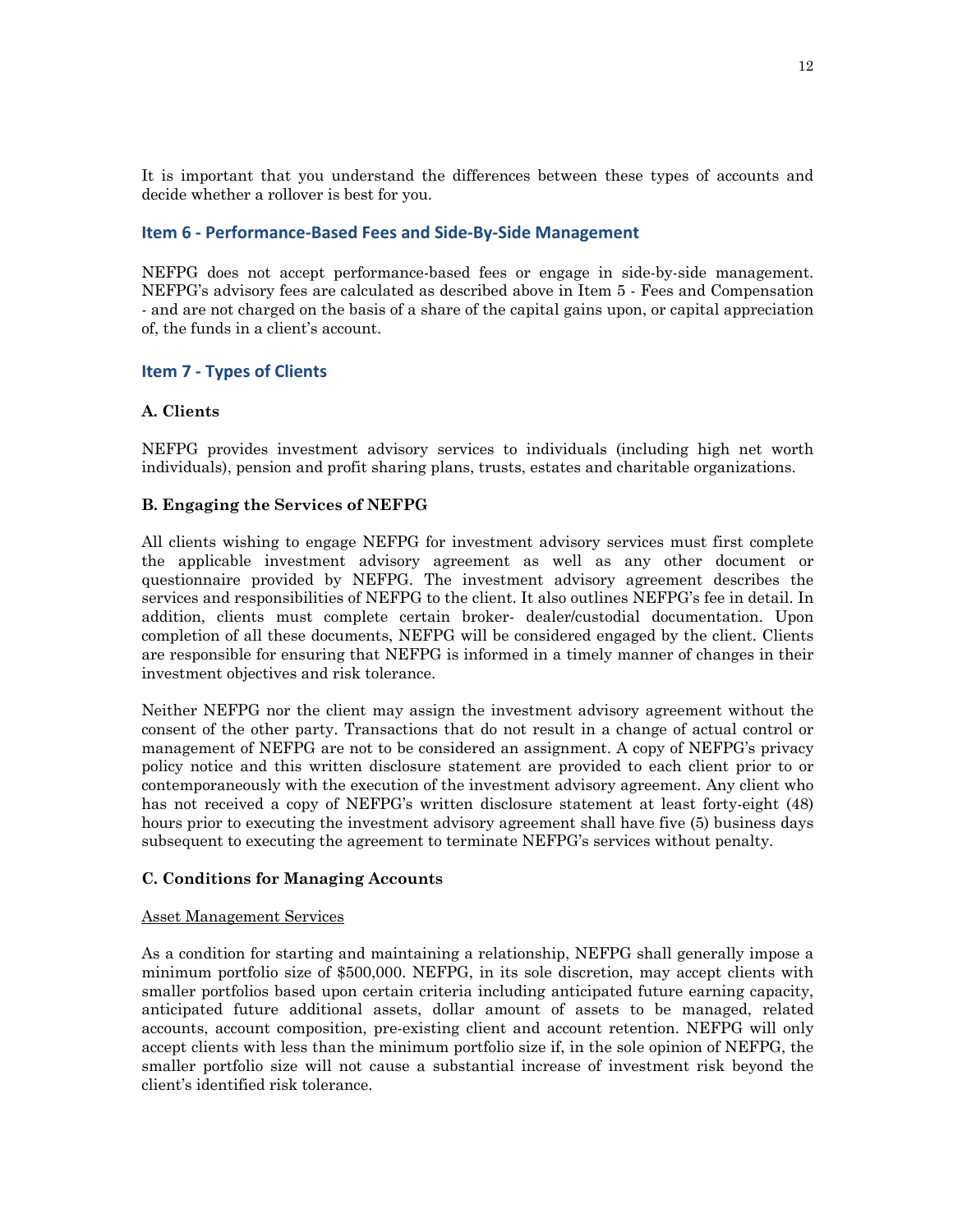It is important that you understand the differences between these types of accounts and decide whether a rollover is best for you.

## Item 6 - Performance-Based Fees and Side-By-Side Management

NEFPG does not accept performance-based fees or engage in side-by-side management. NEFPG's advisory fees are calculated as described above in Item 5 - Fees and Compensation - and are not charged on the basis of a share of the capital gains upon, or capital appreciation of, the funds in a client's account.

## Item 7 - Types of Clients

### A. Clients

NEFPG provides investment advisory services to individuals (including high net worth individuals), pension and profit sharing plans, trusts, estates and charitable organizations.

### B. Engaging the Services of NEFPG

All clients wishing to engage NEFPG for investment advisory services must first complete the applicable investment advisory agreement as well as any other document or questionnaire provided by NEFPG. The investment advisory agreement describes the services and responsibilities of NEFPG to the client. It also outlines NEFPG's fee in detail. In addition, clients must complete certain broker- dealer/custodial documentation. Upon completion of all these documents, NEFPG will be considered engaged by the client. Clients are responsible for ensuring that NEFPG is informed in a timely manner of changes in their investment objectives and risk tolerance.

Neither NEFPG nor the client may assign the investment advisory agreement without the consent of the other party. Transactions that do not result in a change of actual control or management of NEFPG are not to be considered an assignment. A copy of NEFPG's privacy policy notice and this written disclosure statement are provided to each client prior to or contemporaneously with the execution of the investment advisory agreement. Any client who has not received a copy of NEFPG's written disclosure statement at least forty-eight (48) hours prior to executing the investment advisory agreement shall have five (5) business days subsequent to executing the agreement to terminate NEFPG's services without penalty.

### C. Conditions for Managing Accounts

<u>Asset Management Services</u>

As a condition for starting and maintaining a relationship, NEFPG shall generally impose a minimum portfolio size of $500,000. NEFPG, in its sole discretion, may accept clients with smaller portfolios based upon certain criteria including anticipated future earning capacity, anticipated future additional assets, dollar amount of assets to be managed, related accounts, account composition, pre-existing client and account retention. NEFPG will only accept clients with less than the minimum portfolio size if, in the sole opinion of NEFPG, the smaller portfolio size will not cause a substantial increase of investment risk beyond the client's identified risk tolerance.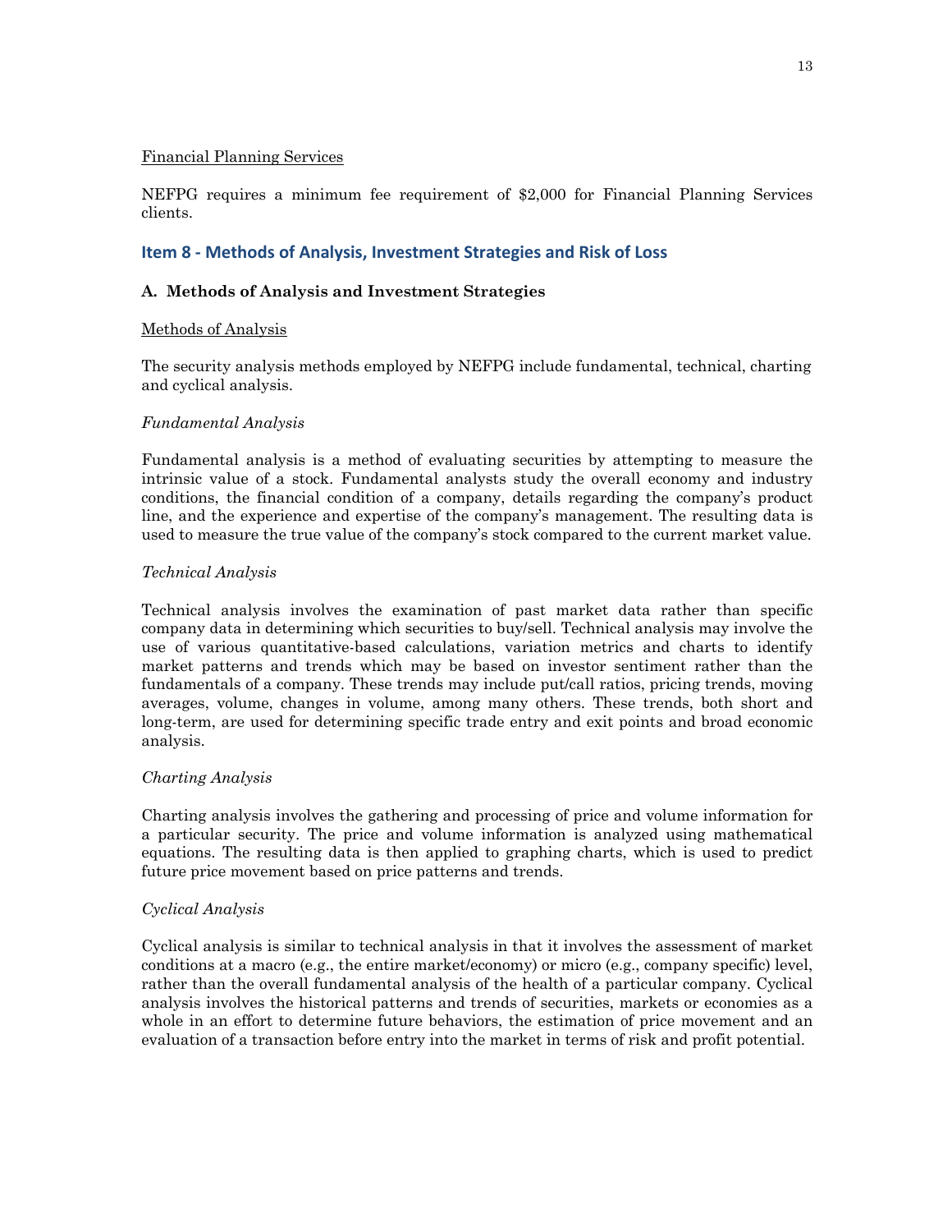Financial Planning Services

NEFPG requires a minimum fee requirement of $2,000 for Financial Planning Services clients.

## Item 8 - Methods of Analysis, Investment Strategies and Risk of Loss

### A. Methods of Analysis and Investment Strategies

Methods of Analysis

The security analysis methods employed by NEFPG include fundamental, technical, charting and cyclical analysis.

*Fundamental Analysis*

Fundamental analysis is a method of evaluating securities by attempting to measure the intrinsic value of a stock. Fundamental analysts study the overall economy and industry conditions, the financial condition of a company, details regarding the company's product line, and the experience and expertise of the company's management. The resulting data is used to measure the true value of the company's stock compared to the current market value.

*Technical Analysis*

Technical analysis involves the examination of past market data rather than specific company data in determining which securities to buy/sell. Technical analysis may involve the use of various quantitative-based calculations, variation metrics and charts to identify market patterns and trends which may be based on investor sentiment rather than the fundamentals of a company. These trends may include put/call ratios, pricing trends, moving averages, volume, changes in volume, among many others. These trends, both short and long-term, are used for determining specific trade entry and exit points and broad economic analysis.

*Charting Analysis*

Charting analysis involves the gathering and processing of price and volume information for a particular security. The price and volume information is analyzed using mathematical equations. The resulting data is then applied to graphing charts, which is used to predict future price movement based on price patterns and trends.

*Cyclical Analysis*

Cyclical analysis is similar to technical analysis in that it involves the assessment of market conditions at a macro (e.g., the entire market/economy) or micro (e.g., company specific) level, rather than the overall fundamental analysis of the health of a particular company. Cyclical analysis involves the historical patterns and trends of securities, markets or economies as a whole in an effort to determine future behaviors, the estimation of price movement and an evaluation of a transaction before entry into the market in terms of risk and profit potential.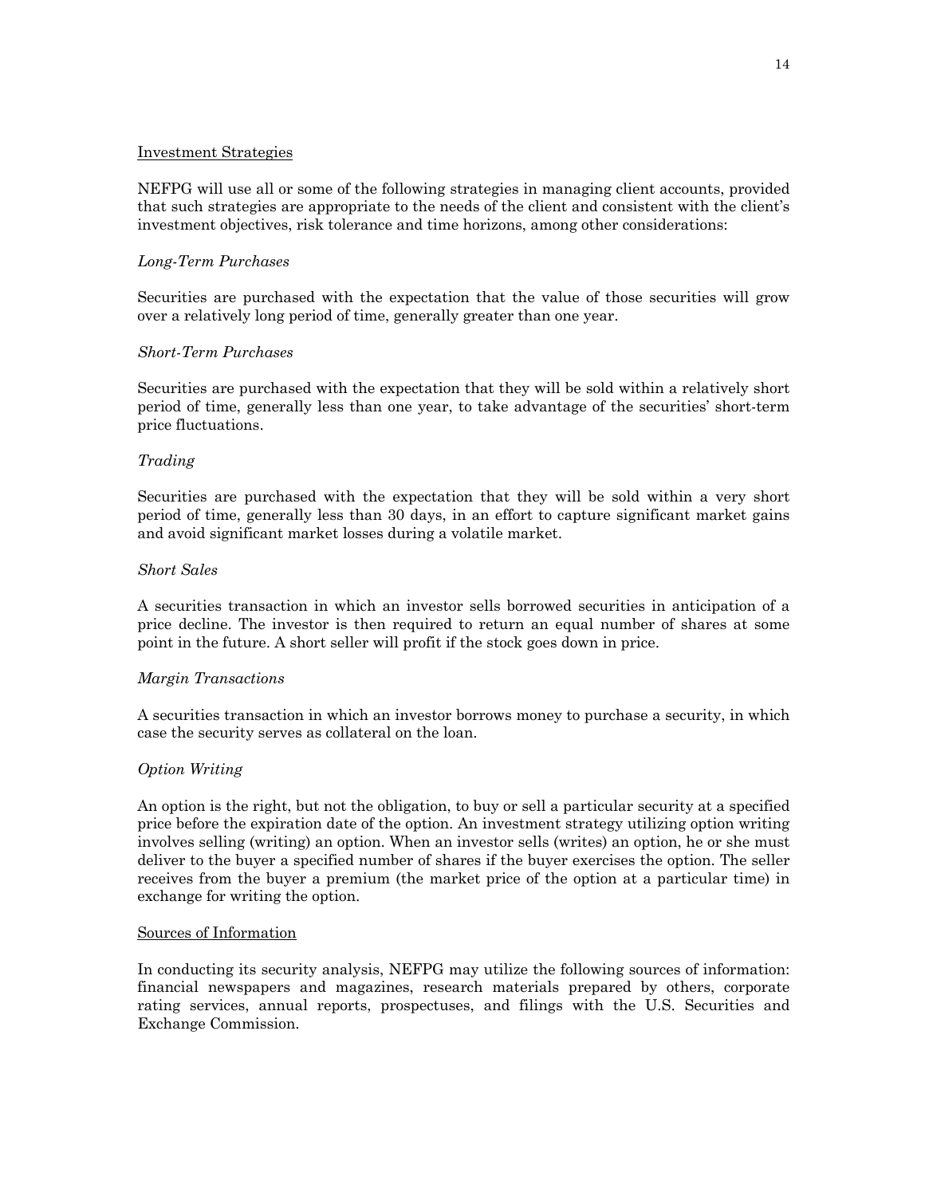Investment Strategies

NEFPG will use all or some of the following strategies in managing client accounts, provided that such strategies are appropriate to the needs of the client and consistent with the client's investment objectives, risk tolerance and time horizons, among other considerations:

*Long-Term Purchases*

Securities are purchased with the expectation that the value of those securities will grow over a relatively long period of time, generally greater than one year.

*Short-Term Purchases*

Securities are purchased with the expectation that they will be sold within a relatively short period of time, generally less than one year, to take advantage of the securities' short-term price fluctuations.

*Trading*

Securities are purchased with the expectation that they will be sold within a very short period of time, generally less than 30 days, in an effort to capture significant market gains and avoid significant market losses during a volatile market.

*Short Sales*

A securities transaction in which an investor sells borrowed securities in anticipation of a price decline. The investor is then required to return an equal number of shares at some point in the future. A short seller will profit if the stock goes down in price.

*Margin Transactions*

A securities transaction in which an investor borrows money to purchase a security, in which case the security serves as collateral on the loan.

*Option Writing*

An option is the right, but not the obligation, to buy or sell a particular security at a specified price before the expiration date of the option. An investment strategy utilizing option writing involves selling (writing) an option. When an investor sells (writes) an option, he or she must deliver to the buyer a specified number of shares if the buyer exercises the option. The seller receives from the buyer a premium (the market price of the option at a particular time) in exchange for writing the option.

Sources of Information

In conducting its security analysis, NEFPG may utilize the following sources of information: financial newspapers and magazines, research materials prepared by others, corporate rating services, annual reports, prospectuses, and filings with the U.S. Securities and Exchange Commission.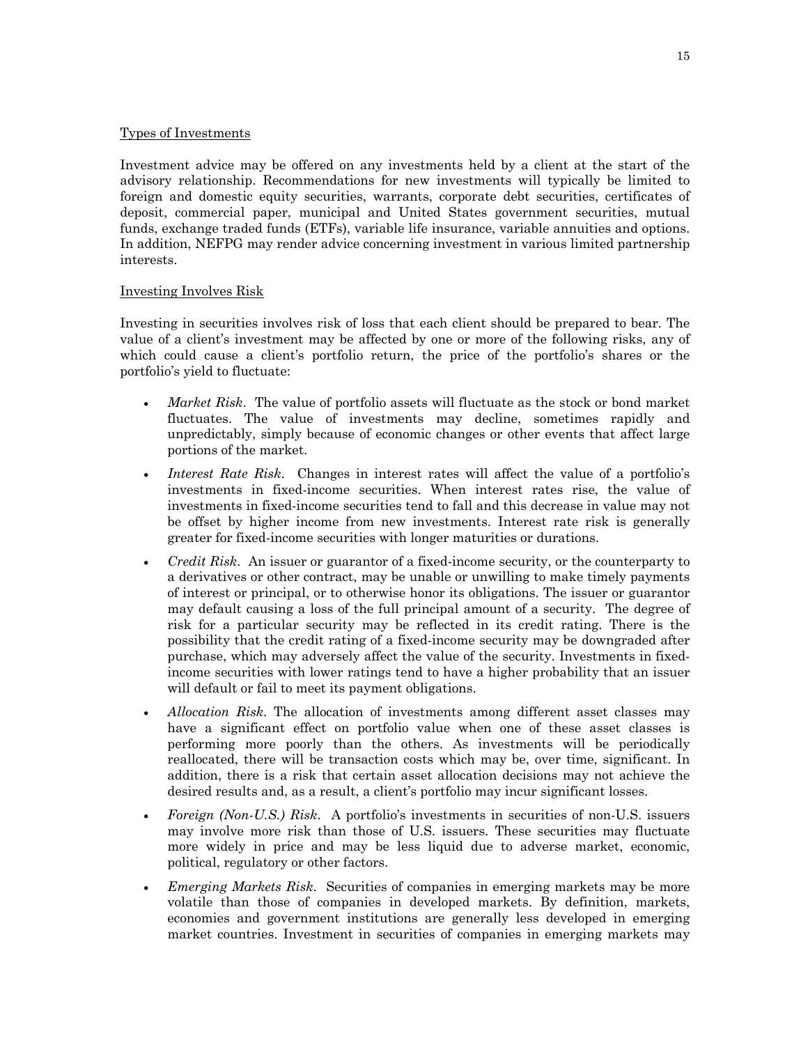Types of Investments

Investment advice may be offered on any investments held by a client at the start of the advisory relationship. Recommendations for new investments will typically be limited to foreign and domestic equity securities, warrants, corporate debt securities, certificates of deposit, commercial paper, municipal and United States government securities, mutual funds, exchange traded funds (ETFs), variable life insurance, variable annuities and options. In addition, NEFPG may render advice concerning investment in various limited partnership interests.

Investing Involves Risk

Investing in securities involves risk of loss that each client should be prepared to bear. The value of a client's investment may be affected by one or more of the following risks, any of which could cause a client's portfolio return, the price of the portfolio's shares or the portfolio's yield to fluctuate:

- *Market Risk*. The value of portfolio assets will fluctuate as the stock or bond market fluctuates. The value of investments may decline, sometimes rapidly and unpredictably, simply because of economic changes or other events that affect large portions of the market.
- *Interest Rate Risk*. Changes in interest rates will affect the value of a portfolio's investments in fixed-income securities. When interest rates rise, the value of investments in fixed-income securities tend to fall and this decrease in value may not be offset by higher income from new investments. Interest rate risk is generally greater for fixed-income securities with longer maturities or durations.
- *Credit Risk*. An issuer or guarantor of a fixed-income security, or the counterparty to a derivatives or other contract, may be unable or unwilling to make timely payments of interest or principal, or to otherwise honor its obligations. The issuer or guarantor may default causing a loss of the full principal amount of a security. The degree of risk for a particular security may be reflected in its credit rating. There is the possibility that the credit rating of a fixed-income security may be downgraded after purchase, which may adversely affect the value of the security. Investments in fixed-income securities with lower ratings tend to have a higher probability that an issuer will default or fail to meet its payment obligations.
- *Allocation Risk*. The allocation of investments among different asset classes may have a significant effect on portfolio value when one of these asset classes is performing more poorly than the others. As investments will be periodically reallocated, there will be transaction costs which may be, over time, significant. In addition, there is a risk that certain asset allocation decisions may not achieve the desired results and, as a result, a client's portfolio may incur significant losses.
- *Foreign (Non-U.S.) Risk*. A portfolio's investments in securities of non-U.S. issuers may involve more risk than those of U.S. issuers. These securities may fluctuate more widely in price and may be less liquid due to adverse market, economic, political, regulatory or other factors.
- *Emerging Markets Risk*. Securities of companies in emerging markets may be more volatile than those of companies in developed markets. By definition, markets, economies and government institutions are generally less developed in emerging market countries. Investment in securities of companies in emerging markets may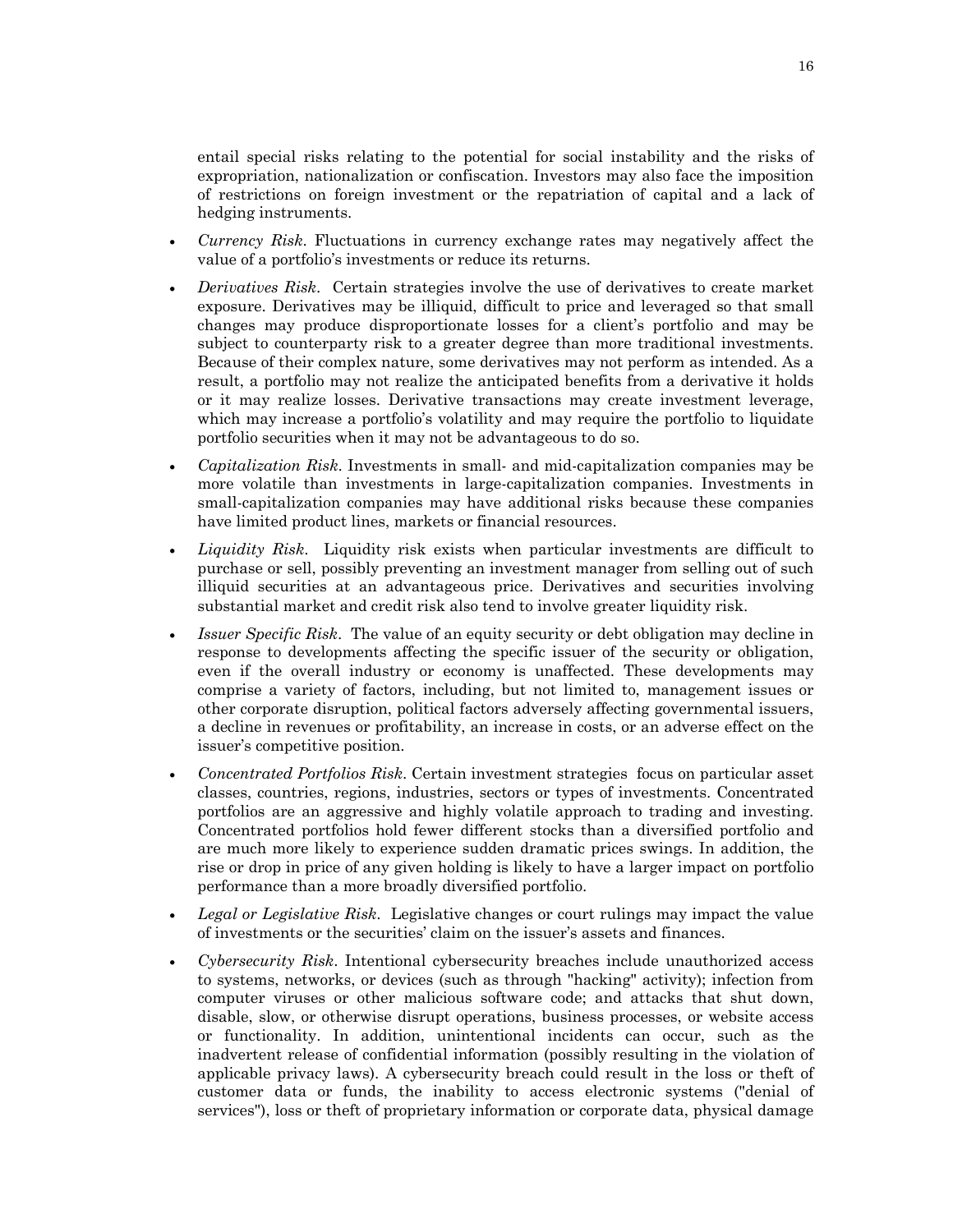entail special risks relating to the potential for social instability and the risks of expropriation, nationalization or confiscation. Investors may also face the imposition of restrictions on foreign investment or the repatriation of capital and a lack of hedging instruments.

- *Currency Risk*. Fluctuations in currency exchange rates may negatively affect the value of a portfolio's investments or reduce its returns.
- *Derivatives Risk*. Certain strategies involve the use of derivatives to create market exposure. Derivatives may be illiquid, difficult to price and leveraged so that small changes may produce disproportionate losses for a client's portfolio and may be subject to counterparty risk to a greater degree than more traditional investments. Because of their complex nature, some derivatives may not perform as intended. As a result, a portfolio may not realize the anticipated benefits from a derivative it holds or it may realize losses. Derivative transactions may create investment leverage, which may increase a portfolio's volatility and may require the portfolio to liquidate portfolio securities when it may not be advantageous to do so.
- *Capitalization Risk*. Investments in small- and mid-capitalization companies may be more volatile than investments in large-capitalization companies. Investments in small-capitalization companies may have additional risks because these companies have limited product lines, markets or financial resources.
- *Liquidity Risk*. Liquidity risk exists when particular investments are difficult to purchase or sell, possibly preventing an investment manager from selling out of such illiquid securities at an advantageous price. Derivatives and securities involving substantial market and credit risk also tend to involve greater liquidity risk.
- *Issuer Specific Risk*. The value of an equity security or debt obligation may decline in response to developments affecting the specific issuer of the security or obligation, even if the overall industry or economy is unaffected. These developments may comprise a variety of factors, including, but not limited to, management issues or other corporate disruption, political factors adversely affecting governmental issuers, a decline in revenues or profitability, an increase in costs, or an adverse effect on the issuer's competitive position.
- *Concentrated Portfolios Risk*. Certain investment strategies focus on particular asset classes, countries, regions, industries, sectors or types of investments. Concentrated portfolios are an aggressive and highly volatile approach to trading and investing. Concentrated portfolios hold fewer different stocks than a diversified portfolio and are much more likely to experience sudden dramatic prices swings. In addition, the rise or drop in price of any given holding is likely to have a larger impact on portfolio performance than a more broadly diversified portfolio.
- *Legal or Legislative Risk*. Legislative changes or court rulings may impact the value of investments or the securities' claim on the issuer's assets and finances.
- *Cybersecurity Risk*. Intentional cybersecurity breaches include unauthorized access to systems, networks, or devices (such as through "hacking" activity); infection from computer viruses or other malicious software code; and attacks that shut down, disable, slow, or otherwise disrupt operations, business processes, or website access or functionality. In addition, unintentional incidents can occur, such as the inadvertent release of confidential information (possibly resulting in the violation of applicable privacy laws). A cybersecurity breach could result in the loss or theft of customer data or funds, the inability to access electronic systems ("denial of services"), loss or theft of proprietary information or corporate data, physical damage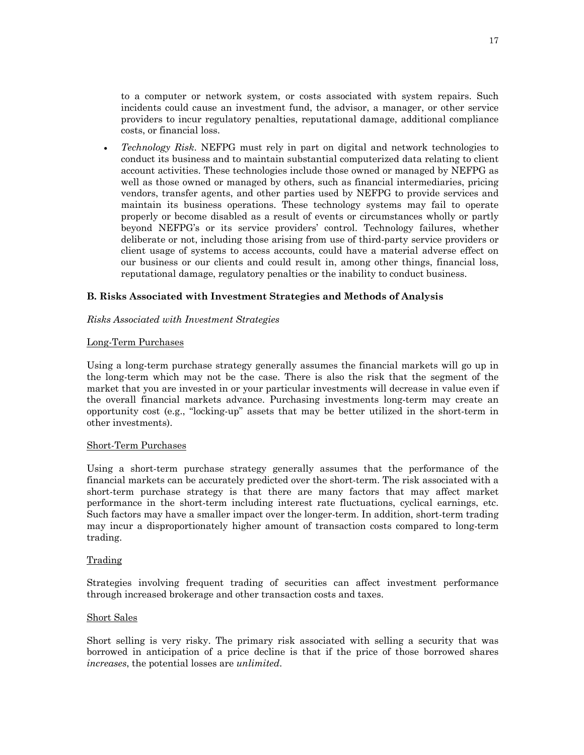to a computer or network system, or costs associated with system repairs. Such incidents could cause an investment fund, the advisor, a manager, or other service providers to incur regulatory penalties, reputational damage, additional compliance costs, or financial loss.

- *Technology Risk*. NEFPG must rely in part on digital and network technologies to conduct its business and to maintain substantial computerized data relating to client account activities. These technologies include those owned or managed by NEFPG as well as those owned or managed by others, such as financial intermediaries, pricing vendors, transfer agents, and other parties used by NEFPG to provide services and maintain its business operations. These technology systems may fail to operate properly or become disabled as a result of events or circumstances wholly or partly beyond NEFPG's or its service providers' control. Technology failures, whether deliberate or not, including those arising from use of third-party service providers or client usage of systems to access accounts, could have a material adverse effect on our business or our clients and could result in, among other things, financial loss, reputational damage, regulatory penalties or the inability to conduct business.

### B. Risks Associated with Investment Strategies and Methods of Analysis

*Risks Associated with Investment Strategies*

Long-Term Purchases

Using a long-term purchase strategy generally assumes the financial markets will go up in the long-term which may not be the case. There is also the risk that the segment of the market that you are invested in or your particular investments will decrease in value even if the overall financial markets advance. Purchasing investments long-term may create an opportunity cost (e.g., "locking-up" assets that may be better utilized in the short-term in other investments).

Short-Term Purchases

Using a short-term purchase strategy generally assumes that the performance of the financial markets can be accurately predicted over the short-term. The risk associated with a short-term purchase strategy is that there are many factors that may affect market performance in the short-term including interest rate fluctuations, cyclical earnings, etc. Such factors may have a smaller impact over the longer-term. In addition, short-term trading may incur a disproportionately higher amount of transaction costs compared to long-term trading.

Trading

Strategies involving frequent trading of securities can affect investment performance through increased brokerage and other transaction costs and taxes.

Short Sales

Short selling is very risky. The primary risk associated with selling a security that was borrowed in anticipation of a price decline is that if the price of those borrowed shares *increases*, the potential losses are *unlimited*.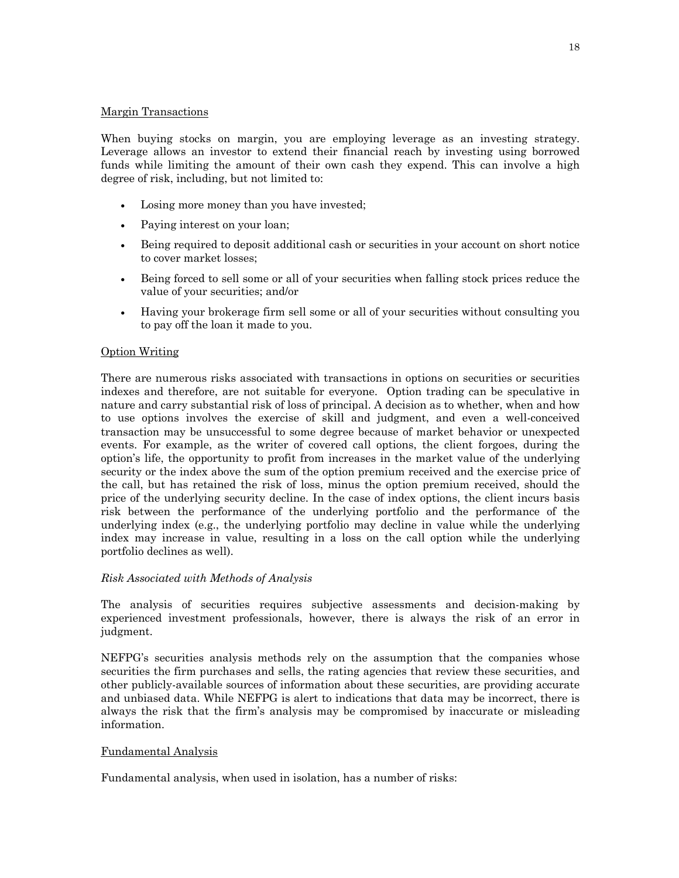Margin Transactions

When buying stocks on margin, you are employing leverage as an investing strategy. Leverage allows an investor to extend their financial reach by investing using borrowed funds while limiting the amount of their own cash they expend. This can involve a high degree of risk, including, but not limited to:

- Losing more money than you have invested;
- Paying interest on your loan;
- Being required to deposit additional cash or securities in your account on short notice to cover market losses;
- Being forced to sell some or all of your securities when falling stock prices reduce the value of your securities; and/or
- Having your brokerage firm sell some or all of your securities without consulting you to pay off the loan it made to you.

Option Writing

There are numerous risks associated with transactions in options on securities or securities indexes and therefore, are not suitable for everyone. Option trading can be speculative in nature and carry substantial risk of loss of principal. A decision as to whether, when and how to use options involves the exercise of skill and judgment, and even a well-conceived transaction may be unsuccessful to some degree because of market behavior or unexpected events. For example, as the writer of covered call options, the client forgoes, during the option's life, the opportunity to profit from increases in the market value of the underlying security or the index above the sum of the option premium received and the exercise price of the call, but has retained the risk of loss, minus the option premium received, should the price of the underlying security decline. In the case of index options, the client incurs basis risk between the performance of the underlying portfolio and the performance of the underlying index (e.g., the underlying portfolio may decline in value while the underlying index may increase in value, resulting in a loss on the call option while the underlying portfolio declines as well).

*Risk Associated with Methods of Analysis*

The analysis of securities requires subjective assessments and decision-making by experienced investment professionals, however, there is always the risk of an error in judgment.

NEFPG's securities analysis methods rely on the assumption that the companies whose securities the firm purchases and sells, the rating agencies that review these securities, and other publicly-available sources of information about these securities, are providing accurate and unbiased data. While NEFPG is alert to indications that data may be incorrect, there is always the risk that the firm's analysis may be compromised by inaccurate or misleading information.

Fundamental Analysis

Fundamental analysis, when used in isolation, has a number of risks: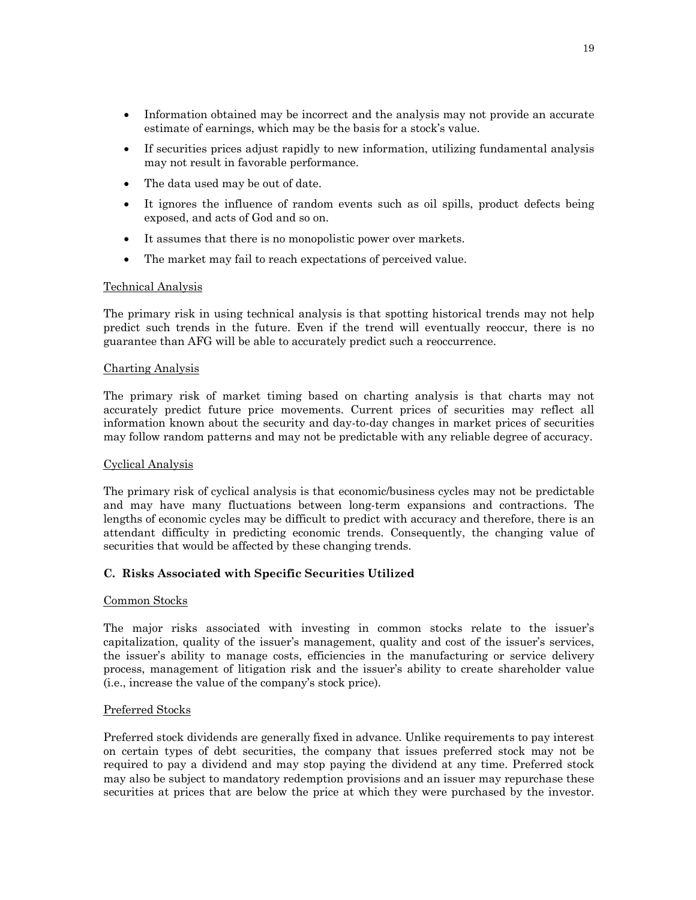- Information obtained may be incorrect and the analysis may not provide an accurate estimate of earnings, which may be the basis for a stock's value.
- If securities prices adjust rapidly to new information, utilizing fundamental analysis may not result in favorable performance.
- The data used may be out of date.
- It ignores the influence of random events such as oil spills, product defects being exposed, and acts of God and so on.
- It assumes that there is no monopolistic power over markets.
- The market may fail to reach expectations of perceived value.

Technical Analysis

The primary risk in using technical analysis is that spotting historical trends may not help predict such trends in the future. Even if the trend will eventually reoccur, there is no guarantee than AFG will be able to accurately predict such a reoccurrence.

Charting Analysis

The primary risk of market timing based on charting analysis is that charts may not accurately predict future price movements. Current prices of securities may reflect all information known about the security and day-to-day changes in market prices of securities may follow random patterns and may not be predictable with any reliable degree of accuracy.

Cyclical Analysis

The primary risk of cyclical analysis is that economic/business cycles may not be predictable and may have many fluctuations between long-term expansions and contractions. The lengths of economic cycles may be difficult to predict with accuracy and therefore, there is an attendant difficulty in predicting economic trends. Consequently, the changing value of securities that would be affected by these changing trends.

**C. Risks Associated with Specific Securities Utilized**

Common Stocks

The major risks associated with investing in common stocks relate to the issuer's capitalization, quality of the issuer's management, quality and cost of the issuer's services, the issuer's ability to manage costs, efficiencies in the manufacturing or service delivery process, management of litigation risk and the issuer's ability to create shareholder value (i.e., increase the value of the company's stock price).

Preferred Stocks

Preferred stock dividends are generally fixed in advance. Unlike requirements to pay interest on certain types of debt securities, the company that issues preferred stock may not be required to pay a dividend and may stop paying the dividend at any time. Preferred stock may also be subject to mandatory redemption provisions and an issuer may repurchase these securities at prices that are below the price at which they were purchased by the investor.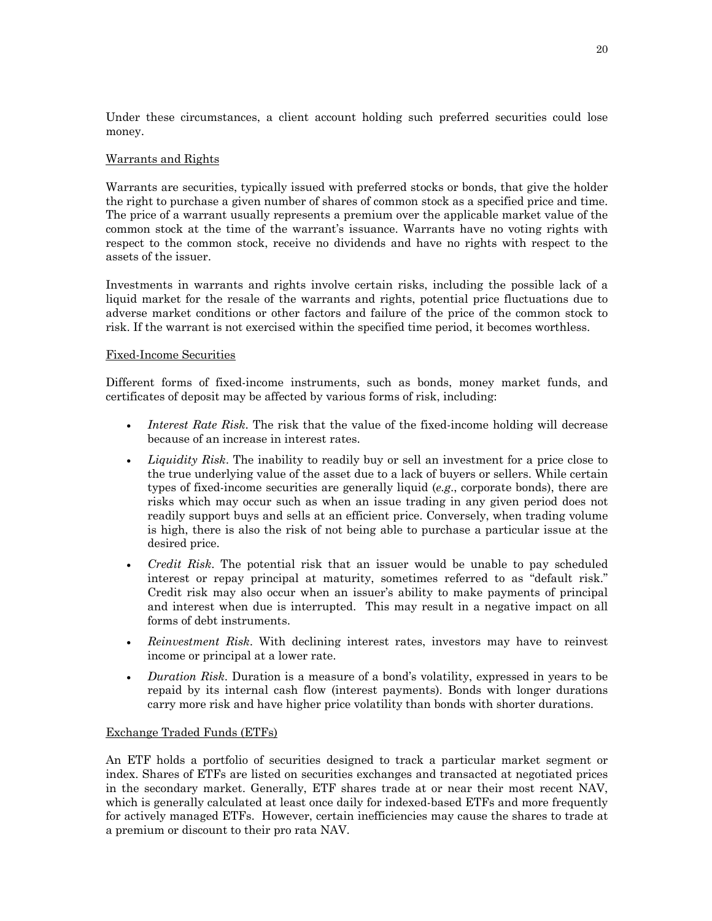Under these circumstances, a client account holding such preferred securities could lose money.

Warrants and Rights

Warrants are securities, typically issued with preferred stocks or bonds, that give the holder the right to purchase a given number of shares of common stock as a specified price and time. The price of a warrant usually represents a premium over the applicable market value of the common stock at the time of the warrant's issuance. Warrants have no voting rights with respect to the common stock, receive no dividends and have no rights with respect to the assets of the issuer.

Investments in warrants and rights involve certain risks, including the possible lack of a liquid market for the resale of the warrants and rights, potential price fluctuations due to adverse market conditions or other factors and failure of the price of the common stock to risk. If the warrant is not exercised within the specified time period, it becomes worthless.

Fixed-Income Securities

Different forms of fixed-income instruments, such as bonds, money market funds, and certificates of deposit may be affected by various forms of risk, including:

- *Interest Rate Risk*. The risk that the value of the fixed-income holding will decrease because of an increase in interest rates.
- *Liquidity Risk*. The inability to readily buy or sell an investment for a price close to the true underlying value of the asset due to a lack of buyers or sellers. While certain types of fixed-income securities are generally liquid (*e.g*., corporate bonds), there are risks which may occur such as when an issue trading in any given period does not readily support buys and sells at an efficient price. Conversely, when trading volume is high, there is also the risk of not being able to purchase a particular issue at the desired price.
- *Credit Risk*. The potential risk that an issuer would be unable to pay scheduled interest or repay principal at maturity, sometimes referred to as "default risk." Credit risk may also occur when an issuer's ability to make payments of principal and interest when due is interrupted. This may result in a negative impact on all forms of debt instruments.
- *Reinvestment Risk*. With declining interest rates, investors may have to reinvest income or principal at a lower rate.
- *Duration Risk*. Duration is a measure of a bond's volatility, expressed in years to be repaid by its internal cash flow (interest payments). Bonds with longer durations carry more risk and have higher price volatility than bonds with shorter durations.

Exchange Traded Funds (ETFs)

An ETF holds a portfolio of securities designed to track a particular market segment or index. Shares of ETFs are listed on securities exchanges and transacted at negotiated prices in the secondary market. Generally, ETF shares trade at or near their most recent NAV, which is generally calculated at least once daily for indexed-based ETFs and more frequently for actively managed ETFs. However, certain inefficiencies may cause the shares to trade at a premium or discount to their pro rata NAV.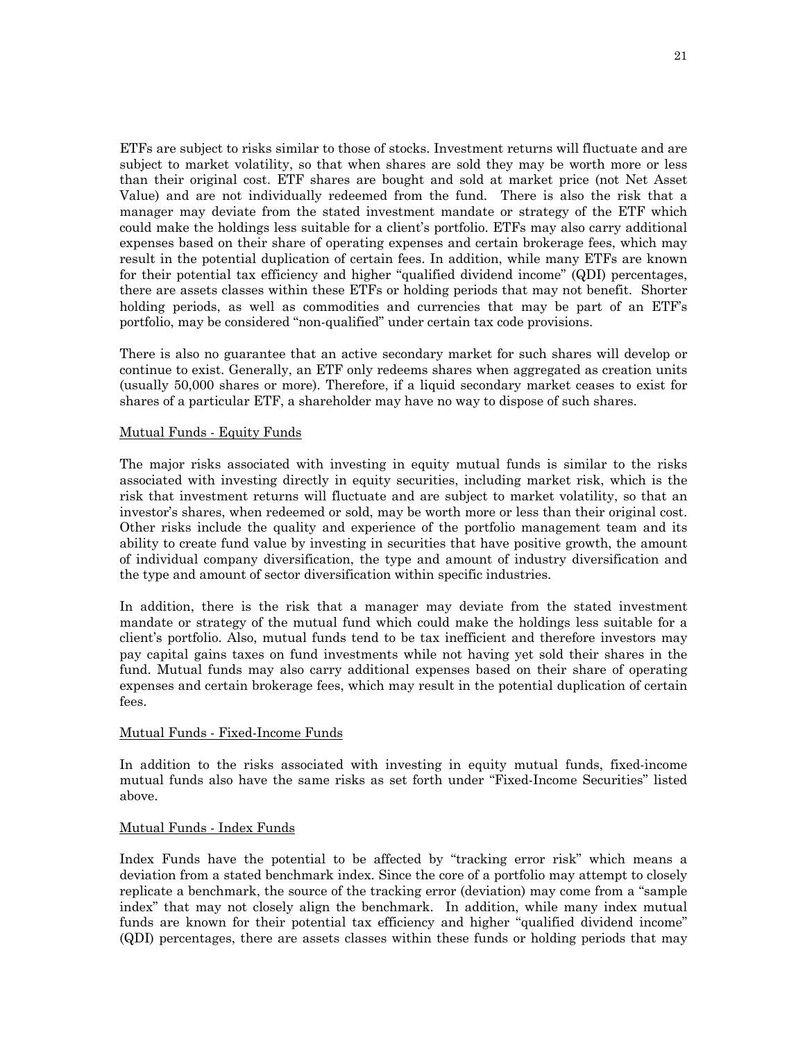ETFs are subject to risks similar to those of stocks. Investment returns will fluctuate and are subject to market volatility, so that when shares are sold they may be worth more or less than their original cost. ETF shares are bought and sold at market price (not Net Asset Value) and are not individually redeemed from the fund. There is also the risk that a manager may deviate from the stated investment mandate or strategy of the ETF which could make the holdings less suitable for a client's portfolio. ETFs may also carry additional expenses based on their share of operating expenses and certain brokerage fees, which may result in the potential duplication of certain fees. In addition, while many ETFs are known for their potential tax efficiency and higher "qualified dividend income" (QDI) percentages, there are assets classes within these ETFs or holding periods that may not benefit. Shorter holding periods, as well as commodities and currencies that may be part of an ETF's portfolio, may be considered "non-qualified" under certain tax code provisions.

There is also no guarantee that an active secondary market for such shares will develop or continue to exist. Generally, an ETF only redeems shares when aggregated as creation units (usually 50,000 shares or more). Therefore, if a liquid secondary market ceases to exist for shares of a particular ETF, a shareholder may have no way to dispose of such shares.

Mutual Funds - Equity Funds

The major risks associated with investing in equity mutual funds is similar to the risks associated with investing directly in equity securities, including market risk, which is the risk that investment returns will fluctuate and are subject to market volatility, so that an investor's shares, when redeemed or sold, may be worth more or less than their original cost. Other risks include the quality and experience of the portfolio management team and its ability to create fund value by investing in securities that have positive growth, the amount of individual company diversification, the type and amount of industry diversification and the type and amount of sector diversification within specific industries.

In addition, there is the risk that a manager may deviate from the stated investment mandate or strategy of the mutual fund which could make the holdings less suitable for a client's portfolio. Also, mutual funds tend to be tax inefficient and therefore investors may pay capital gains taxes on fund investments while not having yet sold their shares in the fund. Mutual funds may also carry additional expenses based on their share of operating expenses and certain brokerage fees, which may result in the potential duplication of certain fees.

Mutual Funds - Fixed-Income Funds

In addition to the risks associated with investing in equity mutual funds, fixed-income mutual funds also have the same risks as set forth under "Fixed-Income Securities" listed above.

Mutual Funds - Index Funds

Index Funds have the potential to be affected by "tracking error risk" which means a deviation from a stated benchmark index. Since the core of a portfolio may attempt to closely replicate a benchmark, the source of the tracking error (deviation) may come from a "sample index" that may not closely align the benchmark. In addition, while many index mutual funds are known for their potential tax efficiency and higher "qualified dividend income" (QDI) percentages, there are assets classes within these funds or holding periods that may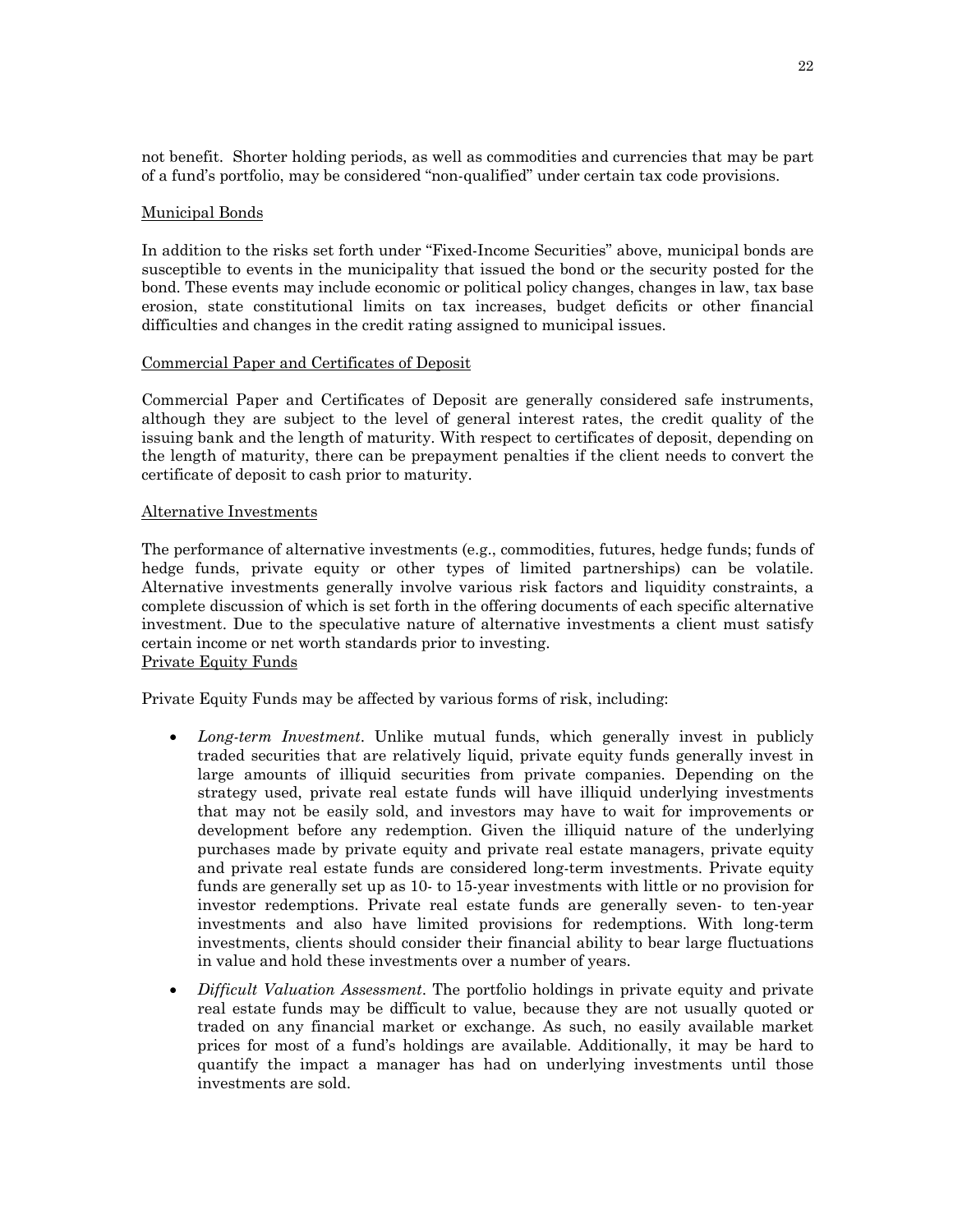not benefit. Shorter holding periods, as well as commodities and currencies that may be part of a fund's portfolio, may be considered "non-qualified" under certain tax code provisions.

### Municipal Bonds

In addition to the risks set forth under "Fixed-Income Securities" above, municipal bonds are susceptible to events in the municipality that issued the bond or the security posted for the bond. These events may include economic or political policy changes, changes in law, tax base erosion, state constitutional limits on tax increases, budget deficits or other financial difficulties and changes in the credit rating assigned to municipal issues.

### Commercial Paper and Certificates of Deposit

Commercial Paper and Certificates of Deposit are generally considered safe instruments, although they are subject to the level of general interest rates, the credit quality of the issuing bank and the length of maturity. With respect to certificates of deposit, depending on the length of maturity, there can be prepayment penalties if the client needs to convert the certificate of deposit to cash prior to maturity.

### Alternative Investments

The performance of alternative investments (e.g., commodities, futures, hedge funds; funds of hedge funds, private equity or other types of limited partnerships) can be volatile. Alternative investments generally involve various risk factors and liquidity constraints, a complete discussion of which is set forth in the offering documents of each specific alternative investment. Due to the speculative nature of alternative investments a client must satisfy certain income or net worth standards prior to investing.

### Private Equity Funds

Private Equity Funds may be affected by various forms of risk, including:

- *Long-term Investment*. Unlike mutual funds, which generally invest in publicly traded securities that are relatively liquid, private equity funds generally invest in large amounts of illiquid securities from private companies. Depending on the strategy used, private real estate funds will have illiquid underlying investments that may not be easily sold, and investors may have to wait for improvements or development before any redemption. Given the illiquid nature of the underlying purchases made by private equity and private real estate managers, private equity and private real estate funds are considered long-term investments. Private equity funds are generally set up as 10- to 15-year investments with little or no provision for investor redemptions. Private real estate funds are generally seven- to ten-year investments and also have limited provisions for redemptions. With long-term investments, clients should consider their financial ability to bear large fluctuations in value and hold these investments over a number of years.
- *Difficult Valuation Assessment*. The portfolio holdings in private equity and private real estate funds may be difficult to value, because they are not usually quoted or traded on any financial market or exchange. As such, no easily available market prices for most of a fund's holdings are available. Additionally, it may be hard to quantify the impact a manager has had on underlying investments until those investments are sold.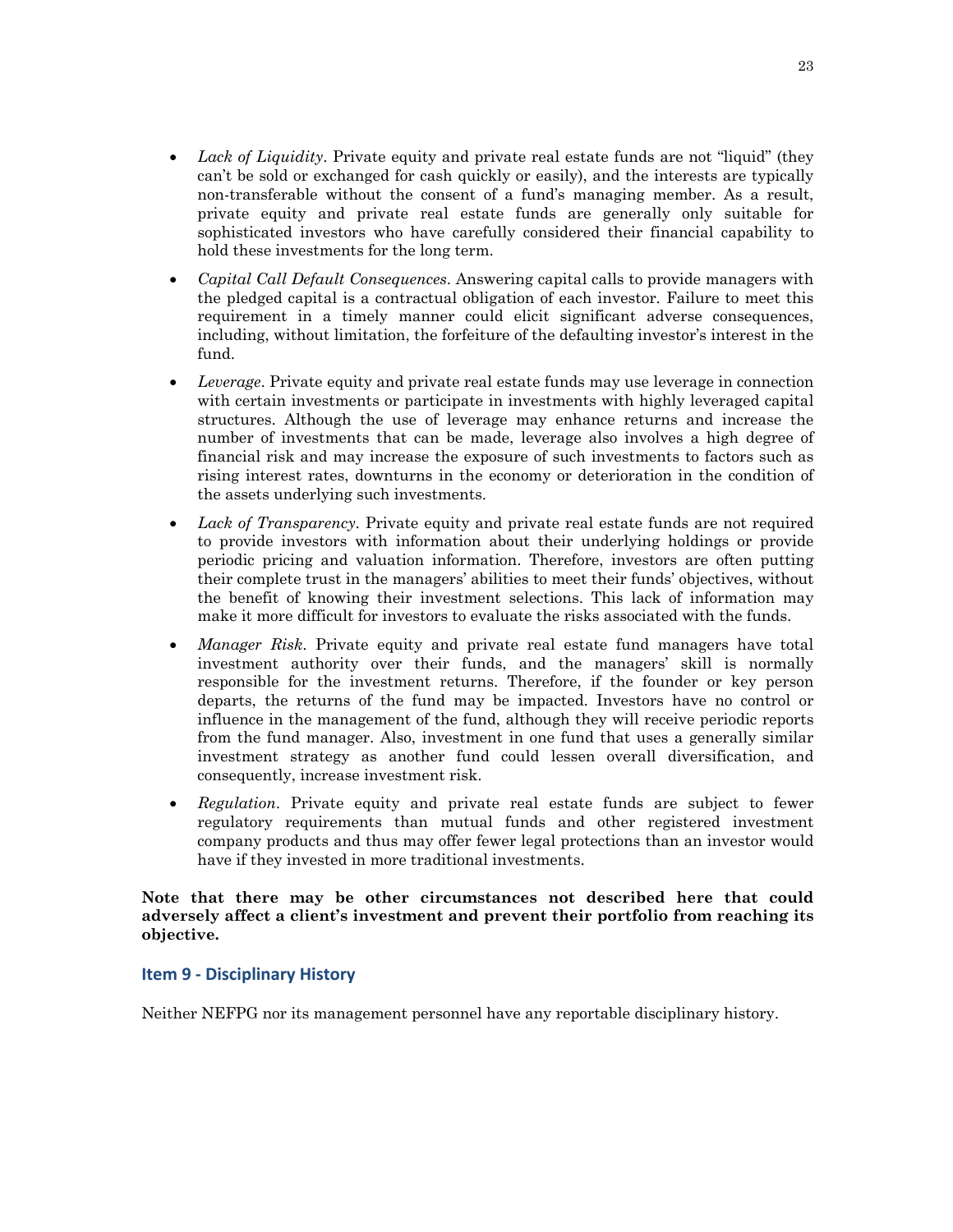- *Lack of Liquidity*. Private equity and private real estate funds are not "liquid" (they can't be sold or exchanged for cash quickly or easily), and the interests are typically non-transferable without the consent of a fund's managing member. As a result, private equity and private real estate funds are generally only suitable for sophisticated investors who have carefully considered their financial capability to hold these investments for the long term.
- *Capital Call Default Consequences*. Answering capital calls to provide managers with the pledged capital is a contractual obligation of each investor. Failure to meet this requirement in a timely manner could elicit significant adverse consequences, including, without limitation, the forfeiture of the defaulting investor's interest in the fund.
- *Leverage*. Private equity and private real estate funds may use leverage in connection with certain investments or participate in investments with highly leveraged capital structures. Although the use of leverage may enhance returns and increase the number of investments that can be made, leverage also involves a high degree of financial risk and may increase the exposure of such investments to factors such as rising interest rates, downturns in the economy or deterioration in the condition of the assets underlying such investments.
- *Lack of Transparency*. Private equity and private real estate funds are not required to provide investors with information about their underlying holdings or provide periodic pricing and valuation information. Therefore, investors are often putting their complete trust in the managers' abilities to meet their funds' objectives, without the benefit of knowing their investment selections. This lack of information may make it more difficult for investors to evaluate the risks associated with the funds.
- *Manager Risk*. Private equity and private real estate fund managers have total investment authority over their funds, and the managers' skill is normally responsible for the investment returns. Therefore, if the founder or key person departs, the returns of the fund may be impacted. Investors have no control or influence in the management of the fund, although they will receive periodic reports from the fund manager. Also, investment in one fund that uses a generally similar investment strategy as another fund could lessen overall diversification, and consequently, increase investment risk.
- *Regulation*. Private equity and private real estate funds are subject to fewer regulatory requirements than mutual funds and other registered investment company products and thus may offer fewer legal protections than an investor would have if they invested in more traditional investments.

**Note that there may be other circumstances not described here that could adversely affect a client's investment and prevent their portfolio from reaching its objective.**

## Item 9 - Disciplinary History

Neither NEFPG nor its management personnel have any reportable disciplinary history.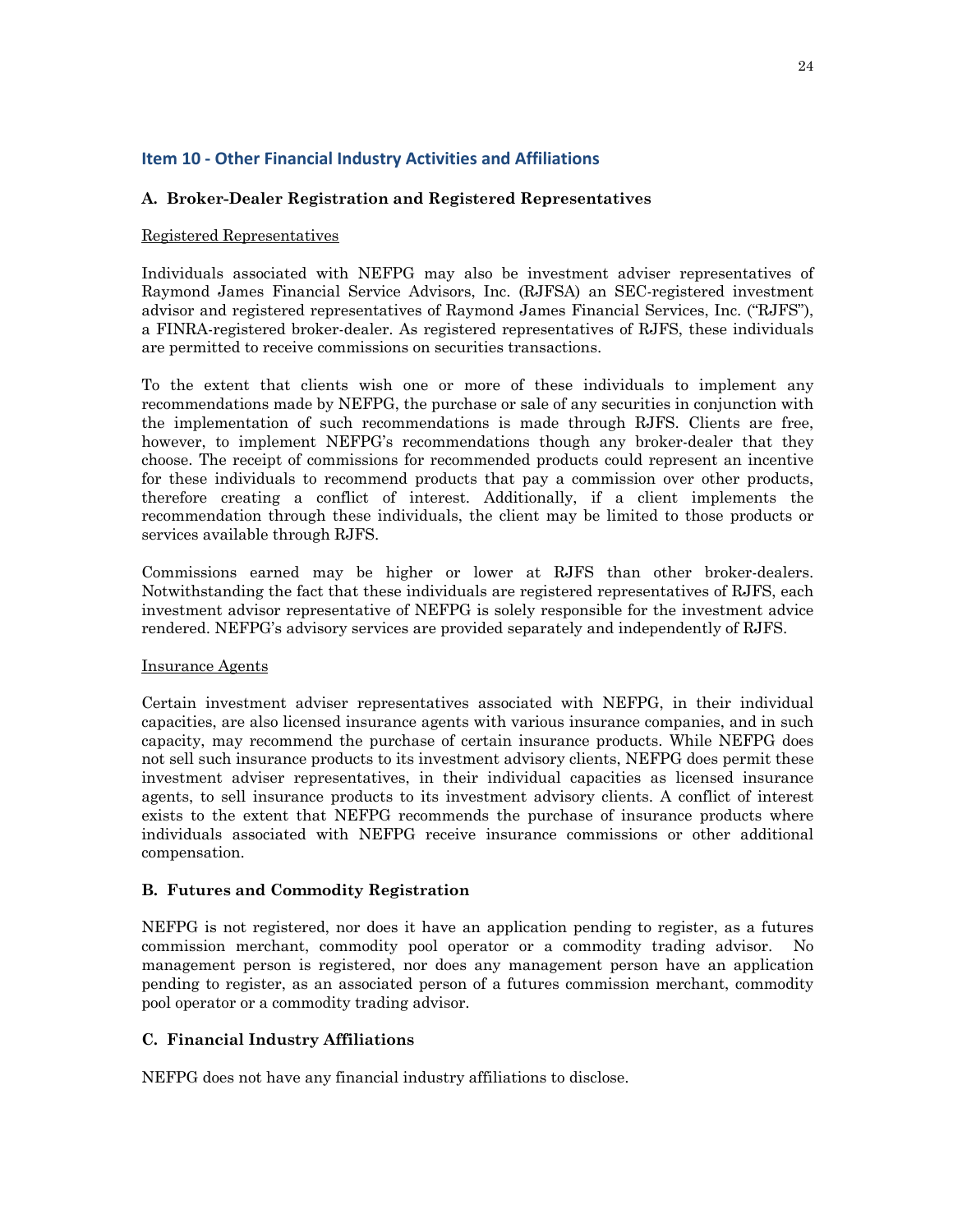## Item 10 - Other Financial Industry Activities and Affiliations

### A. Broker-Dealer Registration and Registered Representatives

Registered Representatives

Individuals associated with NEFPG may also be investment adviser representatives of Raymond James Financial Service Advisors, Inc. (RJFSA) an SEC-registered investment advisor and registered representatives of Raymond James Financial Services, Inc. ("RJFS"), a FINRA-registered broker-dealer. As registered representatives of RJFS, these individuals are permitted to receive commissions on securities transactions.

To the extent that clients wish one or more of these individuals to implement any recommendations made by NEFPG, the purchase or sale of any securities in conjunction with the implementation of such recommendations is made through RJFS. Clients are free, however, to implement NEFPG's recommendations though any broker-dealer that they choose. The receipt of commissions for recommended products could represent an incentive for these individuals to recommend products that pay a commission over other products, therefore creating a conflict of interest. Additionally, if a client implements the recommendation through these individuals, the client may be limited to those products or services available through RJFS.

Commissions earned may be higher or lower at RJFS than other broker-dealers. Notwithstanding the fact that these individuals are registered representatives of RJFS, each investment advisor representative of NEFPG is solely responsible for the investment advice rendered. NEFPG's advisory services are provided separately and independently of RJFS.

Insurance Agents

Certain investment adviser representatives associated with NEFPG, in their individual capacities, are also licensed insurance agents with various insurance companies, and in such capacity, may recommend the purchase of certain insurance products. While NEFPG does not sell such insurance products to its investment advisory clients, NEFPG does permit these investment adviser representatives, in their individual capacities as licensed insurance agents, to sell insurance products to its investment advisory clients. A conflict of interest exists to the extent that NEFPG recommends the purchase of insurance products where individuals associated with NEFPG receive insurance commissions or other additional compensation.

### B. Futures and Commodity Registration

NEFPG is not registered, nor does it have an application pending to register, as a futures commission merchant, commodity pool operator or a commodity trading advisor. No management person is registered, nor does any management person have an application pending to register, as an associated person of a futures commission merchant, commodity pool operator or a commodity trading advisor.

### C. Financial Industry Affiliations

NEFPG does not have any financial industry affiliations to disclose.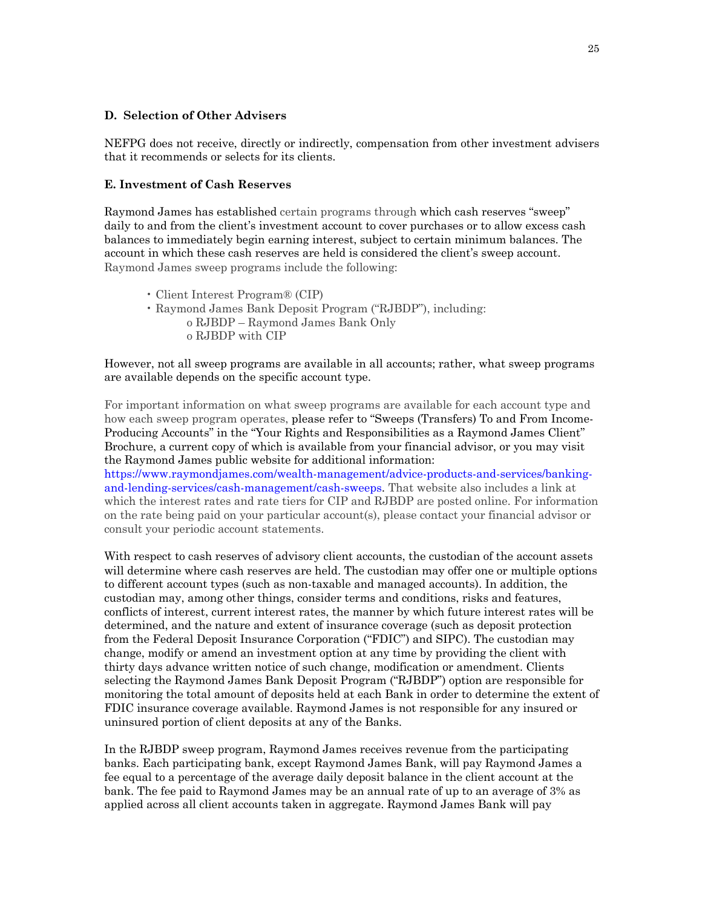### D. Selection of Other Advisers

NEFPG does not receive, directly or indirectly, compensation from other investment advisers that it recommends or selects for its clients.

### E. Investment of Cash Reserves

Raymond James has established certain programs through which cash reserves "sweep" daily to and from the client's investment account to cover purchases or to allow excess cash balances to immediately begin earning interest, subject to certain minimum balances. The account in which these cash reserves are held is considered the client's sweep account. Raymond James sweep programs include the following:

- Client Interest Program® (CIP)
- Raymond James Bank Deposit Program ("RJBDP"), including:
  - RJBDP – Raymond James Bank Only
  - RJBDP with CIP

However, not all sweep programs are available in all accounts; rather, what sweep programs are available depends on the specific account type.

For important information on what sweep programs are available for each account type and how each sweep program operates, please refer to "Sweeps (Transfers) To and From Income-Producing Accounts" in the "Your Rights and Responsibilities as a Raymond James Client" Brochure, a current copy of which is available from your financial advisor, or you may visit the Raymond James public website for additional information: https://www.raymondjames.com/wealth-management/advice-products-and-services/banking-and-lending-services/cash-management/cash-sweeps. That website also includes a link at which the interest rates and rate tiers for CIP and RJBDP are posted online. For information on the rate being paid on your particular account(s), please contact your financial advisor or consult your periodic account statements.

With respect to cash reserves of advisory client accounts, the custodian of the account assets will determine where cash reserves are held. The custodian may offer one or multiple options to different account types (such as non-taxable and managed accounts). In addition, the custodian may, among other things, consider terms and conditions, risks and features, conflicts of interest, current interest rates, the manner by which future interest rates will be determined, and the nature and extent of insurance coverage (such as deposit protection from the Federal Deposit Insurance Corporation ("FDIC") and SIPC). The custodian may change, modify or amend an investment option at any time by providing the client with thirty days advance written notice of such change, modification or amendment. Clients selecting the Raymond James Bank Deposit Program ("RJBDP") option are responsible for monitoring the total amount of deposits held at each Bank in order to determine the extent of FDIC insurance coverage available. Raymond James is not responsible for any insured or uninsured portion of client deposits at any of the Banks.

In the RJBDP sweep program, Raymond James receives revenue from the participating banks. Each participating bank, except Raymond James Bank, will pay Raymond James a fee equal to a percentage of the average daily deposit balance in the client account at the bank. The fee paid to Raymond James may be an annual rate of up to an average of 3% as applied across all client accounts taken in aggregate. Raymond James Bank will pay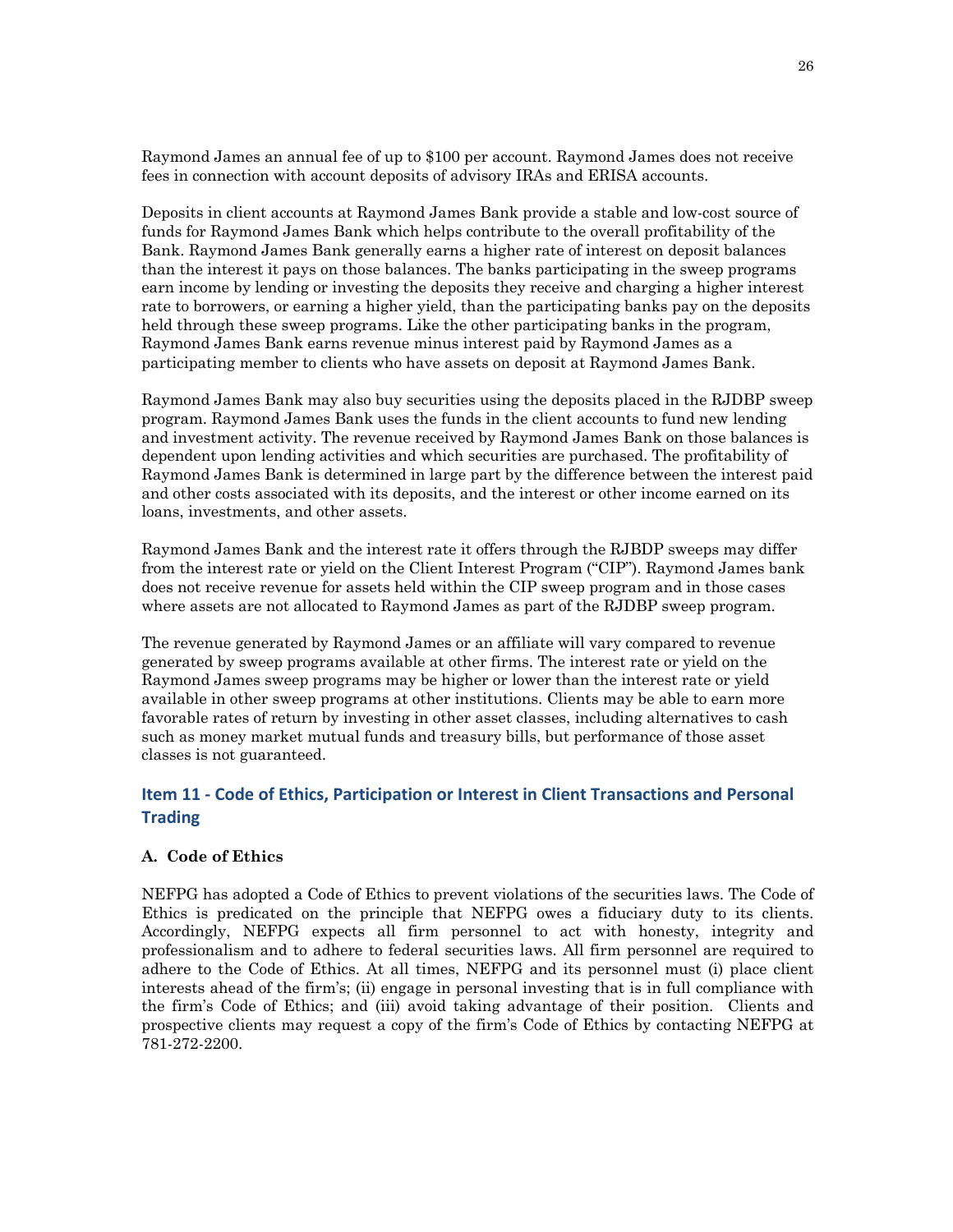Raymond James an annual fee of up to $100 per account. Raymond James does not receive fees in connection with account deposits of advisory IRAs and ERISA accounts.

Deposits in client accounts at Raymond James Bank provide a stable and low-cost source of funds for Raymond James Bank which helps contribute to the overall profitability of the Bank. Raymond James Bank generally earns a higher rate of interest on deposit balances than the interest it pays on those balances. The banks participating in the sweep programs earn income by lending or investing the deposits they receive and charging a higher interest rate to borrowers, or earning a higher yield, than the participating banks pay on the deposits held through these sweep programs. Like the other participating banks in the program, Raymond James Bank earns revenue minus interest paid by Raymond James as a participating member to clients who have assets on deposit at Raymond James Bank.

Raymond James Bank may also buy securities using the deposits placed in the RJDBP sweep program. Raymond James Bank uses the funds in the client accounts to fund new lending and investment activity. The revenue received by Raymond James Bank on those balances is dependent upon lending activities and which securities are purchased. The profitability of Raymond James Bank is determined in large part by the difference between the interest paid and other costs associated with its deposits, and the interest or other income earned on its loans, investments, and other assets.

Raymond James Bank and the interest rate it offers through the RJBDP sweeps may differ from the interest rate or yield on the Client Interest Program ("CIP"). Raymond James bank does not receive revenue for assets held within the CIP sweep program and in those cases where assets are not allocated to Raymond James as part of the RJDBP sweep program.

The revenue generated by Raymond James or an affiliate will vary compared to revenue generated by sweep programs available at other firms. The interest rate or yield on the Raymond James sweep programs may be higher or lower than the interest rate or yield available in other sweep programs at other institutions. Clients may be able to earn more favorable rates of return by investing in other asset classes, including alternatives to cash such as money market mutual funds and treasury bills, but performance of those asset classes is not guaranteed.

## Item 11 - Code of Ethics, Participation or Interest in Client Transactions and Personal Trading

### A. Code of Ethics

NEFPG has adopted a Code of Ethics to prevent violations of the securities laws. The Code of Ethics is predicated on the principle that NEFPG owes a fiduciary duty to its clients. Accordingly, NEFPG expects all firm personnel to act with honesty, integrity and professionalism and to adhere to federal securities laws. All firm personnel are required to adhere to the Code of Ethics. At all times, NEFPG and its personnel must (i) place client interests ahead of the firm's; (ii) engage in personal investing that is in full compliance with the firm's Code of Ethics; and (iii) avoid taking advantage of their position. Clients and prospective clients may request a copy of the firm's Code of Ethics by contacting NEFPG at 781-272-2200.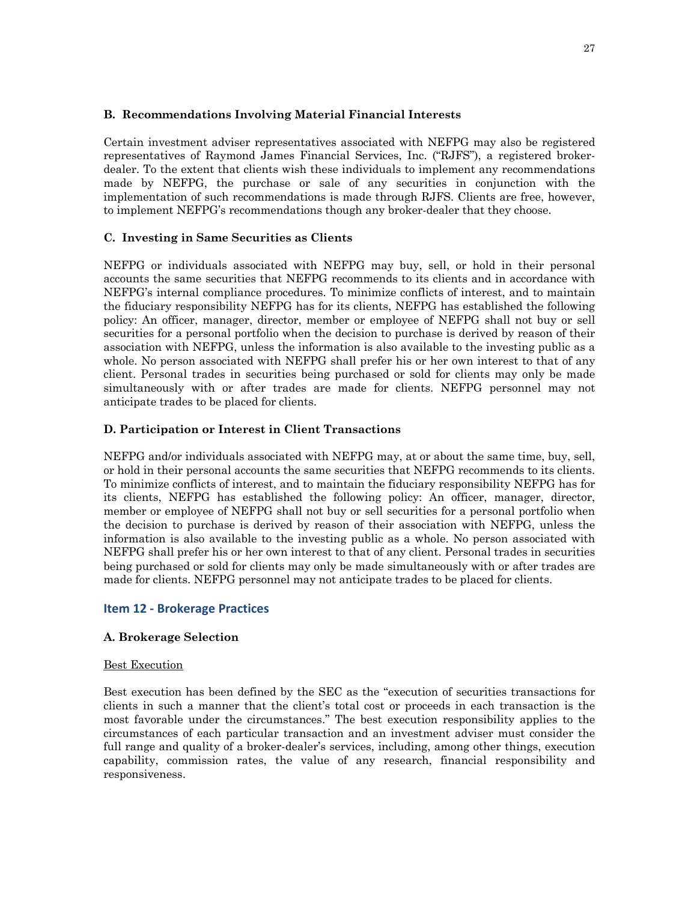### B. Recommendations Involving Material Financial Interests

Certain investment adviser representatives associated with NEFPG may also be registered representatives of Raymond James Financial Services, Inc. ("RJFS"), a registered broker-dealer. To the extent that clients wish these individuals to implement any recommendations made by NEFPG, the purchase or sale of any securities in conjunction with the implementation of such recommendations is made through RJFS. Clients are free, however, to implement NEFPG's recommendations though any broker-dealer that they choose.

### C. Investing in Same Securities as Clients

NEFPG or individuals associated with NEFPG may buy, sell, or hold in their personal accounts the same securities that NEFPG recommends to its clients and in accordance with NEFPG's internal compliance procedures. To minimize conflicts of interest, and to maintain the fiduciary responsibility NEFPG has for its clients, NEFPG has established the following policy: An officer, manager, director, member or employee of NEFPG shall not buy or sell securities for a personal portfolio when the decision to purchase is derived by reason of their association with NEFPG, unless the information is also available to the investing public as a whole. No person associated with NEFPG shall prefer his or her own interest to that of any client. Personal trades in securities being purchased or sold for clients may only be made simultaneously with or after trades are made for clients. NEFPG personnel may not anticipate trades to be placed for clients.

### D. Participation or Interest in Client Transactions

NEFPG and/or individuals associated with NEFPG may, at or about the same time, buy, sell, or hold in their personal accounts the same securities that NEFPG recommends to its clients. To minimize conflicts of interest, and to maintain the fiduciary responsibility NEFPG has for its clients, NEFPG has established the following policy: An officer, manager, director, member or employee of NEFPG shall not buy or sell securities for a personal portfolio when the decision to purchase is derived by reason of their association with NEFPG, unless the information is also available to the investing public as a whole. No person associated with NEFPG shall prefer his or her own interest to that of any client. Personal trades in securities being purchased or sold for clients may only be made simultaneously with or after trades are made for clients. NEFPG personnel may not anticipate trades to be placed for clients.

## Item 12 - Brokerage Practices

### A. Brokerage Selection

Best Execution

Best execution has been defined by the SEC as the "execution of securities transactions for clients in such a manner that the client's total cost or proceeds in each transaction is the most favorable under the circumstances." The best execution responsibility applies to the circumstances of each particular transaction and an investment adviser must consider the full range and quality of a broker-dealer's services, including, among other things, execution capability, commission rates, the value of any research, financial responsibility and responsiveness.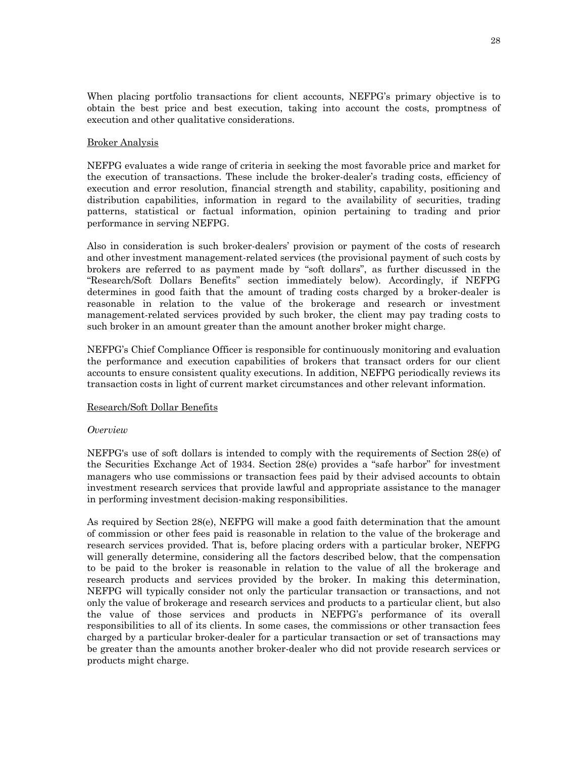When placing portfolio transactions for client accounts, NEFPG's primary objective is to obtain the best price and best execution, taking into account the costs, promptness of execution and other qualitative considerations.

Broker Analysis

NEFPG evaluates a wide range of criteria in seeking the most favorable price and market for the execution of transactions. These include the broker-dealer's trading costs, efficiency of execution and error resolution, financial strength and stability, capability, positioning and distribution capabilities, information in regard to the availability of securities, trading patterns, statistical or factual information, opinion pertaining to trading and prior performance in serving NEFPG.

Also in consideration is such broker-dealers' provision or payment of the costs of research and other investment management-related services (the provisional payment of such costs by brokers are referred to as payment made by "soft dollars", as further discussed in the "Research/Soft Dollars Benefits" section immediately below). Accordingly, if NEFPG determines in good faith that the amount of trading costs charged by a broker-dealer is reasonable in relation to the value of the brokerage and research or investment management-related services provided by such broker, the client may pay trading costs to such broker in an amount greater than the amount another broker might charge.

NEFPG's Chief Compliance Officer is responsible for continuously monitoring and evaluation the performance and execution capabilities of brokers that transact orders for our client accounts to ensure consistent quality executions. In addition, NEFPG periodically reviews its transaction costs in light of current market circumstances and other relevant information.

Research/Soft Dollar Benefits

*Overview*

NEFPG's use of soft dollars is intended to comply with the requirements of Section 28(e) of the Securities Exchange Act of 1934. Section 28(e) provides a "safe harbor" for investment managers who use commissions or transaction fees paid by their advised accounts to obtain investment research services that provide lawful and appropriate assistance to the manager in performing investment decision-making responsibilities.

As required by Section 28(e), NEFPG will make a good faith determination that the amount of commission or other fees paid is reasonable in relation to the value of the brokerage and research services provided. That is, before placing orders with a particular broker, NEFPG will generally determine, considering all the factors described below, that the compensation to be paid to the broker is reasonable in relation to the value of all the brokerage and research products and services provided by the broker. In making this determination, NEFPG will typically consider not only the particular transaction or transactions, and not only the value of brokerage and research services and products to a particular client, but also the value of those services and products in NEFPG's performance of its overall responsibilities to all of its clients. In some cases, the commissions or other transaction fees charged by a particular broker-dealer for a particular transaction or set of transactions may be greater than the amounts another broker-dealer who did not provide research services or products might charge.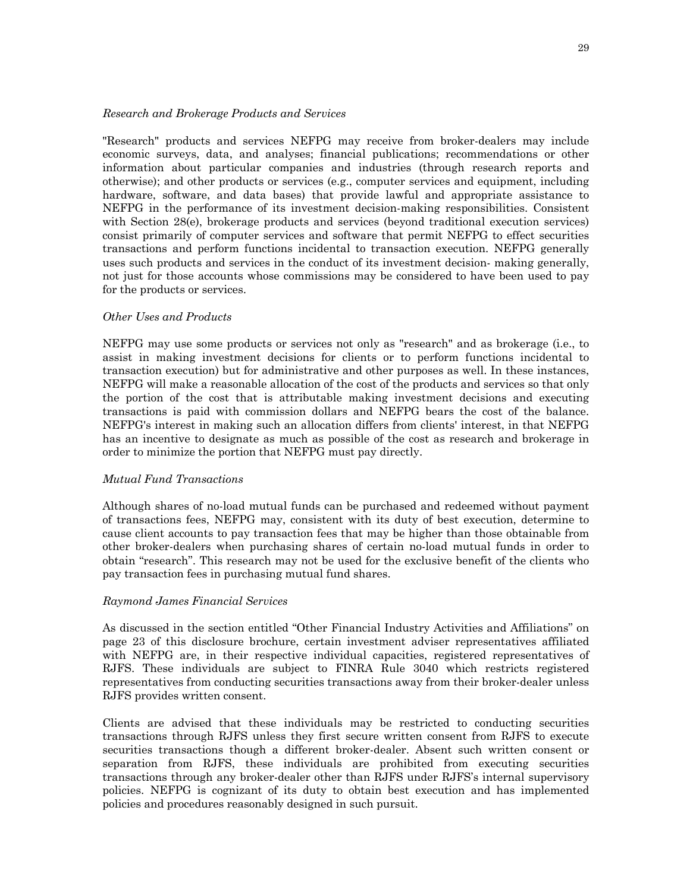*Research and Brokerage Products and Services*

"Research" products and services NEFPG may receive from broker-dealers may include economic surveys, data, and analyses; financial publications; recommendations or other information about particular companies and industries (through research reports and otherwise); and other products or services (e.g., computer services and equipment, including hardware, software, and data bases) that provide lawful and appropriate assistance to NEFPG in the performance of its investment decision-making responsibilities. Consistent with Section 28(e), brokerage products and services (beyond traditional execution services) consist primarily of computer services and software that permit NEFPG to effect securities transactions and perform functions incidental to transaction execution. NEFPG generally uses such products and services in the conduct of its investment decision- making generally, not just for those accounts whose commissions may be considered to have been used to pay for the products or services.

*Other Uses and Products*

NEFPG may use some products or services not only as "research" and as brokerage (i.e., to assist in making investment decisions for clients or to perform functions incidental to transaction execution) but for administrative and other purposes as well. In these instances, NEFPG will make a reasonable allocation of the cost of the products and services so that only the portion of the cost that is attributable making investment decisions and executing transactions is paid with commission dollars and NEFPG bears the cost of the balance. NEFPG's interest in making such an allocation differs from clients' interest, in that NEFPG has an incentive to designate as much as possible of the cost as research and brokerage in order to minimize the portion that NEFPG must pay directly.

*Mutual Fund Transactions*

Although shares of no-load mutual funds can be purchased and redeemed without payment of transactions fees, NEFPG may, consistent with its duty of best execution, determine to cause client accounts to pay transaction fees that may be higher than those obtainable from other broker-dealers when purchasing shares of certain no-load mutual funds in order to obtain "research". This research may not be used for the exclusive benefit of the clients who pay transaction fees in purchasing mutual fund shares.

*Raymond James Financial Services*

As discussed in the section entitled "Other Financial Industry Activities and Affiliations" on page 23 of this disclosure brochure, certain investment adviser representatives affiliated with NEFPG are, in their respective individual capacities, registered representatives of RJFS. These individuals are subject to FINRA Rule 3040 which restricts registered representatives from conducting securities transactions away from their broker-dealer unless RJFS provides written consent.

Clients are advised that these individuals may be restricted to conducting securities transactions through RJFS unless they first secure written consent from RJFS to execute securities transactions though a different broker-dealer. Absent such written consent or separation from RJFS, these individuals are prohibited from executing securities transactions through any broker-dealer other than RJFS under RJFS's internal supervisory policies. NEFPG is cognizant of its duty to obtain best execution and has implemented policies and procedures reasonably designed in such pursuit.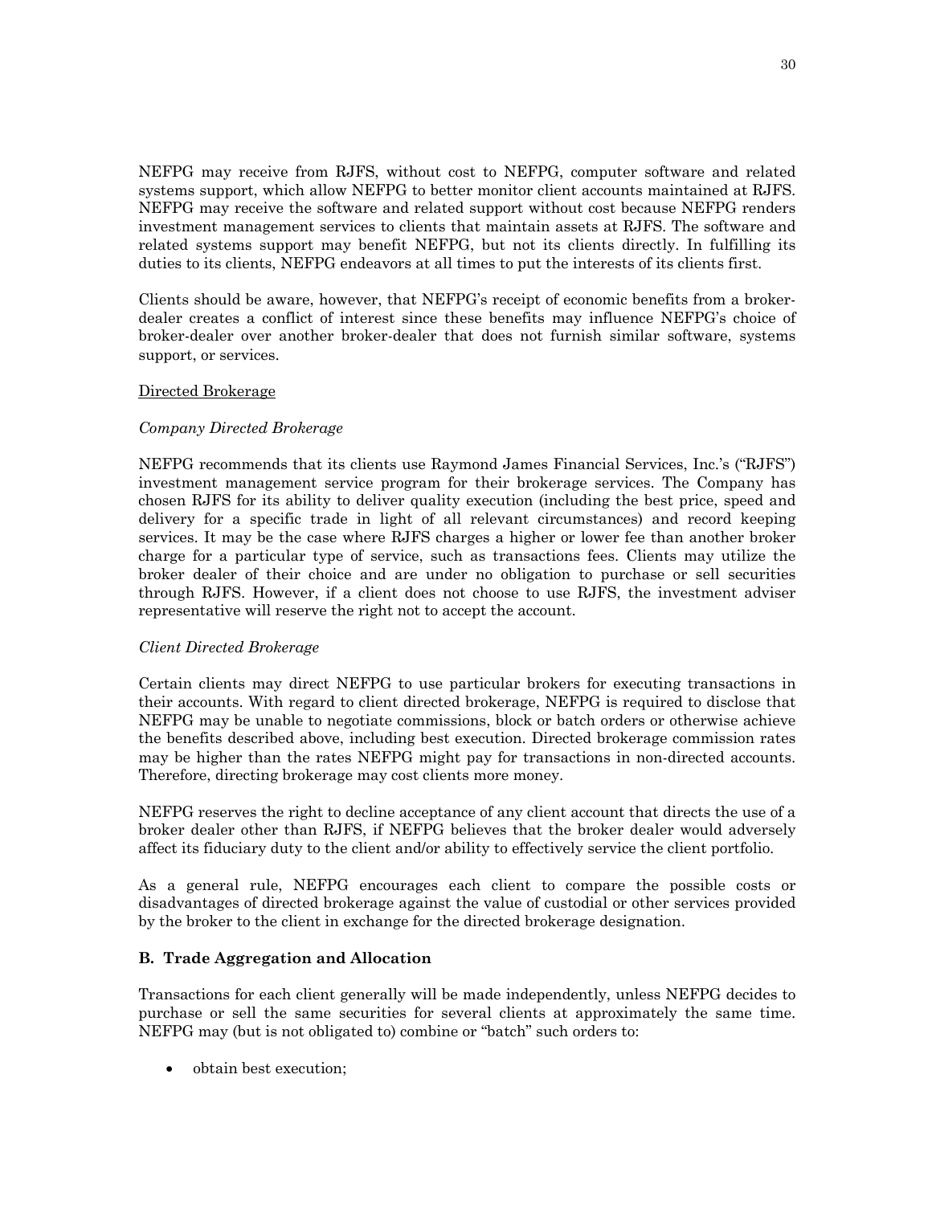NEFPG may receive from RJFS, without cost to NEFPG, computer software and related systems support, which allow NEFPG to better monitor client accounts maintained at RJFS. NEFPG may receive the software and related support without cost because NEFPG renders investment management services to clients that maintain assets at RJFS. The software and related systems support may benefit NEFPG, but not its clients directly. In fulfilling its duties to its clients, NEFPG endeavors at all times to put the interests of its clients first.

Clients should be aware, however, that NEFPG's receipt of economic benefits from a broker-dealer creates a conflict of interest since these benefits may influence NEFPG's choice of broker-dealer over another broker-dealer that does not furnish similar software, systems support, or services.

<u>Directed Brokerage</u>

*Company Directed Brokerage*

NEFPG recommends that its clients use Raymond James Financial Services, Inc.'s ("RJFS") investment management service program for their brokerage services. The Company has chosen RJFS for its ability to deliver quality execution (including the best price, speed and delivery for a specific trade in light of all relevant circumstances) and record keeping services. It may be the case where RJFS charges a higher or lower fee than another broker charge for a particular type of service, such as transactions fees. Clients may utilize the broker dealer of their choice and are under no obligation to purchase or sell securities through RJFS. However, if a client does not choose to use RJFS, the investment adviser representative will reserve the right not to accept the account.

*Client Directed Brokerage*

Certain clients may direct NEFPG to use particular brokers for executing transactions in their accounts. With regard to client directed brokerage, NEFPG is required to disclose that NEFPG may be unable to negotiate commissions, block or batch orders or otherwise achieve the benefits described above, including best execution. Directed brokerage commission rates may be higher than the rates NEFPG might pay for transactions in non-directed accounts. Therefore, directing brokerage may cost clients more money.

NEFPG reserves the right to decline acceptance of any client account that directs the use of a broker dealer other than RJFS, if NEFPG believes that the broker dealer would adversely affect its fiduciary duty to the client and/or ability to effectively service the client portfolio.

As a general rule, NEFPG encourages each client to compare the possible costs or disadvantages of directed brokerage against the value of custodial or other services provided by the broker to the client in exchange for the directed brokerage designation.

**B. Trade Aggregation and Allocation**

Transactions for each client generally will be made independently, unless NEFPG decides to purchase or sell the same securities for several clients at approximately the same time. NEFPG may (but is not obligated to) combine or "batch" such orders to:

- obtain best execution;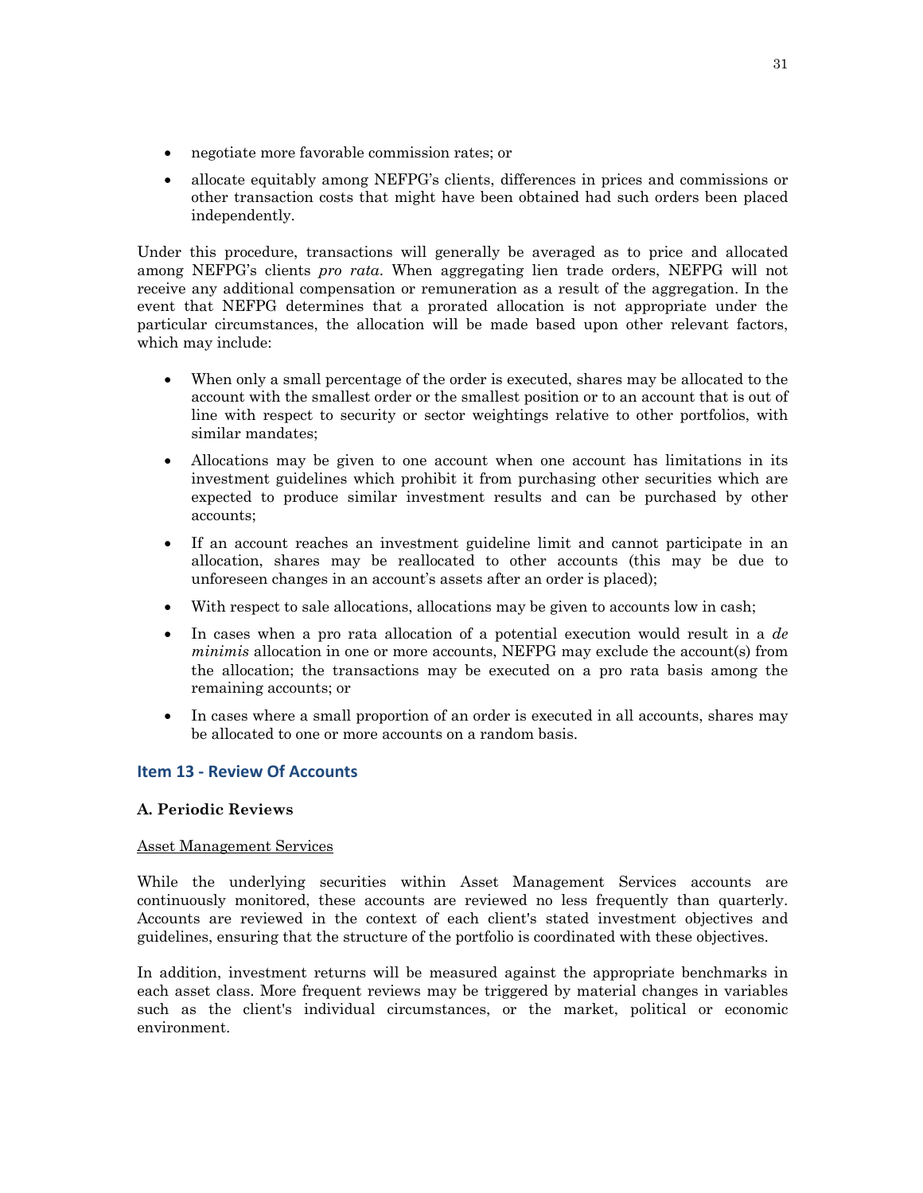- negotiate more favorable commission rates; or
- allocate equitably among NEFPG's clients, differences in prices and commissions or other transaction costs that might have been obtained had such orders been placed independently.

Under this procedure, transactions will generally be averaged as to price and allocated among NEFPG's clients *pro rata*. When aggregating lien trade orders, NEFPG will not receive any additional compensation or remuneration as a result of the aggregation. In the event that NEFPG determines that a prorated allocation is not appropriate under the particular circumstances, the allocation will be made based upon other relevant factors, which may include:

- When only a small percentage of the order is executed, shares may be allocated to the account with the smallest order or the smallest position or to an account that is out of line with respect to security or sector weightings relative to other portfolios, with similar mandates;
- Allocations may be given to one account when one account has limitations in its investment guidelines which prohibit it from purchasing other securities which are expected to produce similar investment results and can be purchased by other accounts;
- If an account reaches an investment guideline limit and cannot participate in an allocation, shares may be reallocated to other accounts (this may be due to unforeseen changes in an account's assets after an order is placed);
- With respect to sale allocations, allocations may be given to accounts low in cash;
- In cases when a pro rata allocation of a potential execution would result in a *de minimis* allocation in one or more accounts, NEFPG may exclude the account(s) from the allocation; the transactions may be executed on a pro rata basis among the remaining accounts; or
- In cases where a small proportion of an order is executed in all accounts, shares may be allocated to one or more accounts on a random basis.

## Item 13 - Review Of Accounts

### A. Periodic Reviews

Asset Management Services

While the underlying securities within Asset Management Services accounts are continuously monitored, these accounts are reviewed no less frequently than quarterly. Accounts are reviewed in the context of each client's stated investment objectives and guidelines, ensuring that the structure of the portfolio is coordinated with these objectives.

In addition, investment returns will be measured against the appropriate benchmarks in each asset class. More frequent reviews may be triggered by material changes in variables such as the client's individual circumstances, or the market, political or economic environment.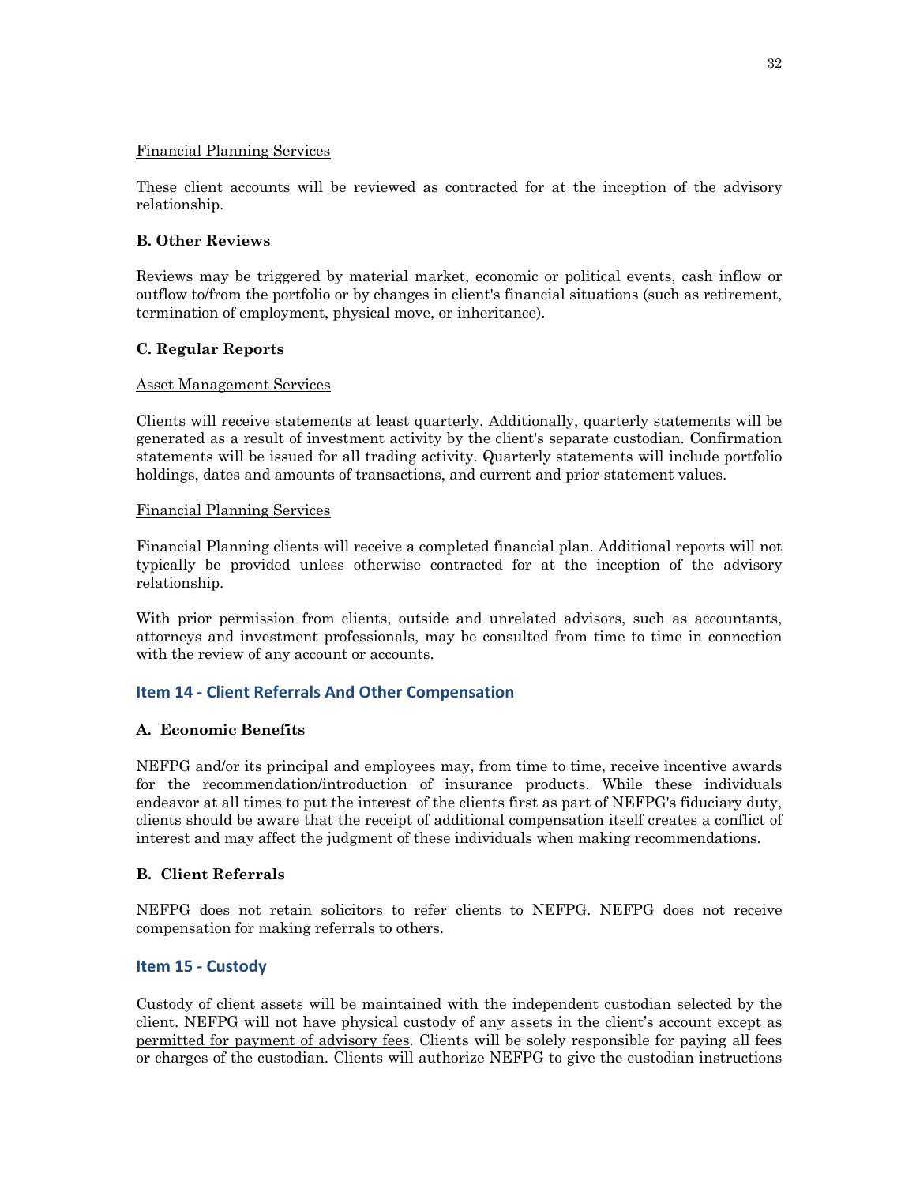Financial Planning Services

These client accounts will be reviewed as contracted for at the inception of the advisory relationship.

**B. Other Reviews**

Reviews may be triggered by material market, economic or political events, cash inflow or outflow to/from the portfolio or by changes in client's financial situations (such as retirement, termination of employment, physical move, or inheritance).

**C. Regular Reports**

Asset Management Services

Clients will receive statements at least quarterly. Additionally, quarterly statements will be generated as a result of investment activity by the client's separate custodian. Confirmation statements will be issued for all trading activity. Quarterly statements will include portfolio holdings, dates and amounts of transactions, and current and prior statement values.

Financial Planning Services

Financial Planning clients will receive a completed financial plan. Additional reports will not typically be provided unless otherwise contracted for at the inception of the advisory relationship.

With prior permission from clients, outside and unrelated advisors, such as accountants, attorneys and investment professionals, may be consulted from time to time in connection with the review of any account or accounts.

## Item 14 - Client Referrals And Other Compensation

**A. Economic Benefits**

NEFPG and/or its principal and employees may, from time to time, receive incentive awards for the recommendation/introduction of insurance products. While these individuals endeavor at all times to put the interest of the clients first as part of NEFPG's fiduciary duty, clients should be aware that the receipt of additional compensation itself creates a conflict of interest and may affect the judgment of these individuals when making recommendations.

**B. Client Referrals**

NEFPG does not retain solicitors to refer clients to NEFPG. NEFPG does not receive compensation for making referrals to others.

## Item 15 - Custody

Custody of client assets will be maintained with the independent custodian selected by the client. NEFPG will not have physical custody of any assets in the client's account except as permitted for payment of advisory fees. Clients will be solely responsible for paying all fees or charges of the custodian. Clients will authorize NEFPG to give the custodian instructions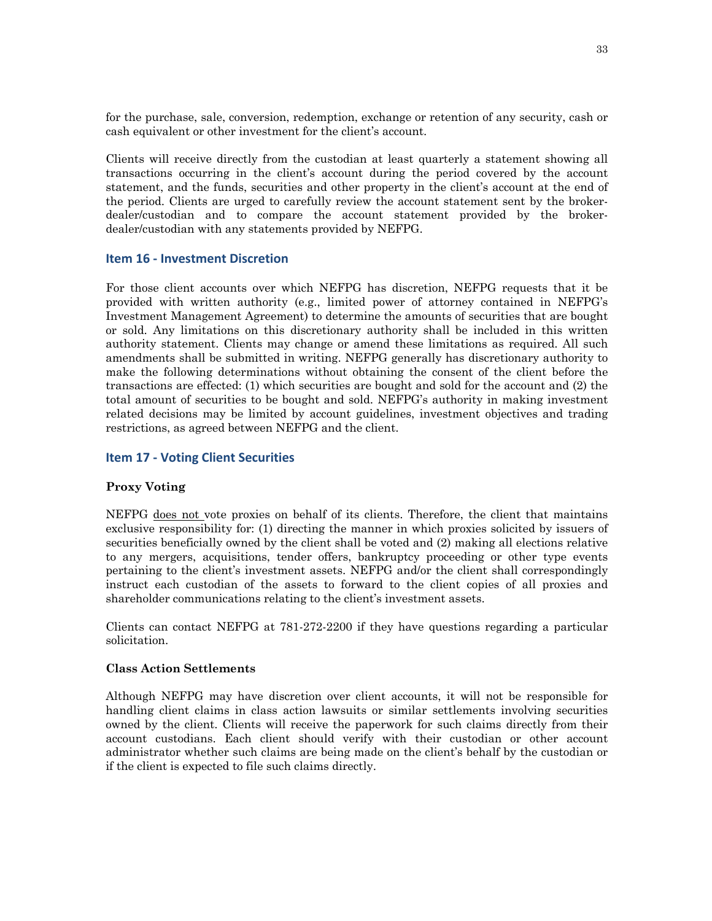for the purchase, sale, conversion, redemption, exchange or retention of any security, cash or cash equivalent or other investment for the client's account.

Clients will receive directly from the custodian at least quarterly a statement showing all transactions occurring in the client's account during the period covered by the account statement, and the funds, securities and other property in the client's account at the end of the period. Clients are urged to carefully review the account statement sent by the broker-dealer/custodian and to compare the account statement provided by the broker-dealer/custodian with any statements provided by NEFPG.

## Item 16 - Investment Discretion

For those client accounts over which NEFPG has discretion, NEFPG requests that it be provided with written authority (e.g., limited power of attorney contained in NEFPG's Investment Management Agreement) to determine the amounts of securities that are bought or sold. Any limitations on this discretionary authority shall be included in this written authority statement. Clients may change or amend these limitations as required. All such amendments shall be submitted in writing. NEFPG generally has discretionary authority to make the following determinations without obtaining the consent of the client before the transactions are effected: (1) which securities are bought and sold for the account and (2) the total amount of securities to be bought and sold. NEFPG's authority in making investment related decisions may be limited by account guidelines, investment objectives and trading restrictions, as agreed between NEFPG and the client.

## Item 17 - Voting Client Securities

### Proxy Voting

NEFPG does not vote proxies on behalf of its clients. Therefore, the client that maintains exclusive responsibility for: (1) directing the manner in which proxies solicited by issuers of securities beneficially owned by the client shall be voted and (2) making all elections relative to any mergers, acquisitions, tender offers, bankruptcy proceeding or other type events pertaining to the client's investment assets. NEFPG and/or the client shall correspondingly instruct each custodian of the assets to forward to the client copies of all proxies and shareholder communications relating to the client's investment assets.

Clients can contact NEFPG at 781-272-2200 if they have questions regarding a particular solicitation.

### Class Action Settlements

Although NEFPG may have discretion over client accounts, it will not be responsible for handling client claims in class action lawsuits or similar settlements involving securities owned by the client. Clients will receive the paperwork for such claims directly from their account custodians. Each client should verify with their custodian or other account administrator whether such claims are being made on the client's behalf by the custodian or if the client is expected to file such claims directly.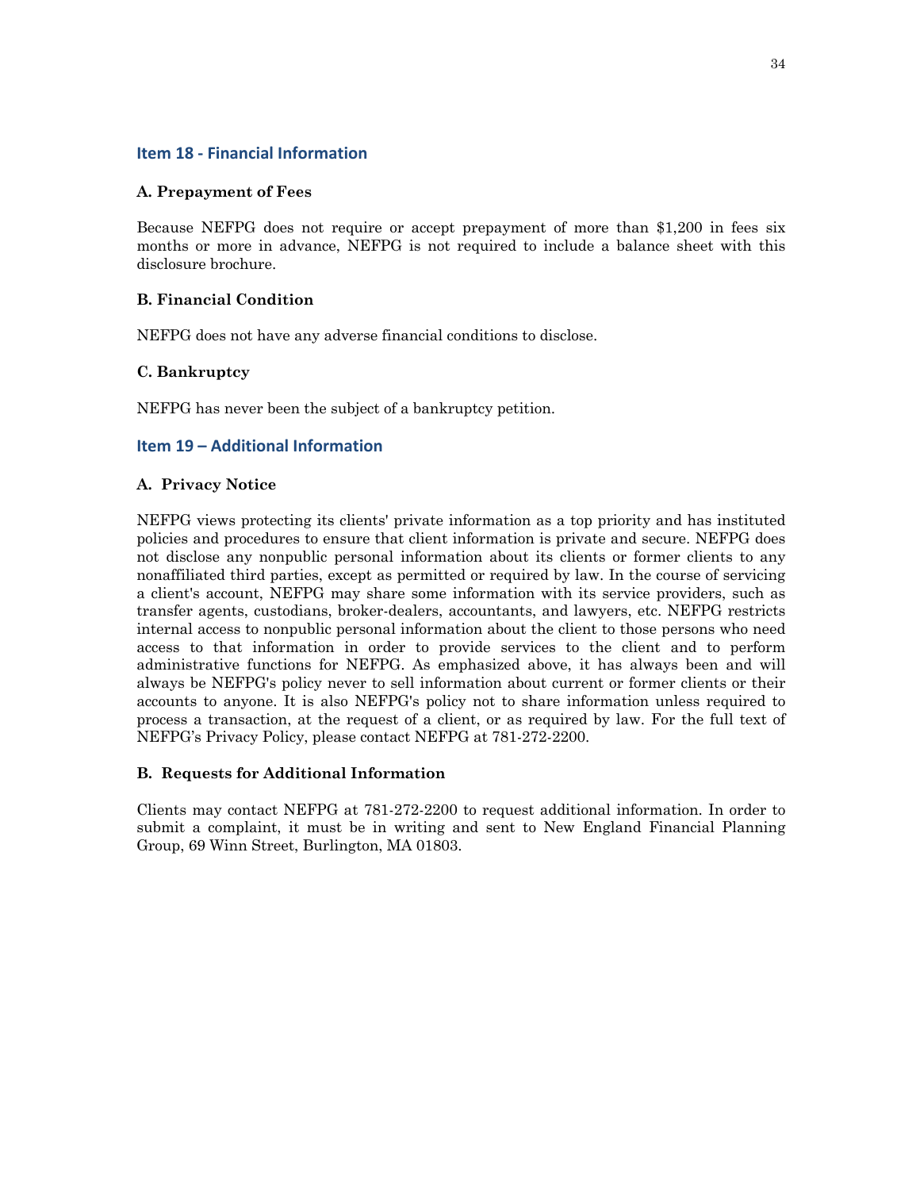## Item 18 - Financial Information

### A. Prepayment of Fees

Because NEFPG does not require or accept prepayment of more than $1,200 in fees six months or more in advance, NEFPG is not required to include a balance sheet with this disclosure brochure.

### B. Financial Condition

NEFPG does not have any adverse financial conditions to disclose.

### C. Bankruptcy

NEFPG has never been the subject of a bankruptcy petition.

## Item 19 – Additional Information

### A. Privacy Notice

NEFPG views protecting its clients' private information as a top priority and has instituted policies and procedures to ensure that client information is private and secure. NEFPG does not disclose any nonpublic personal information about its clients or former clients to any nonaffiliated third parties, except as permitted or required by law. In the course of servicing a client's account, NEFPG may share some information with its service providers, such as transfer agents, custodians, broker-dealers, accountants, and lawyers, etc. NEFPG restricts internal access to nonpublic personal information about the client to those persons who need access to that information in order to provide services to the client and to perform administrative functions for NEFPG. As emphasized above, it has always been and will always be NEFPG's policy never to sell information about current or former clients or their accounts to anyone. It is also NEFPG's policy not to share information unless required to process a transaction, at the request of a client, or as required by law. For the full text of NEFPG's Privacy Policy, please contact NEFPG at 781-272-2200.

### B. Requests for Additional Information

Clients may contact NEFPG at 781-272-2200 to request additional information. In order to submit a complaint, it must be in writing and sent to New England Financial Planning Group, 69 Winn Street, Burlington, MA 01803.